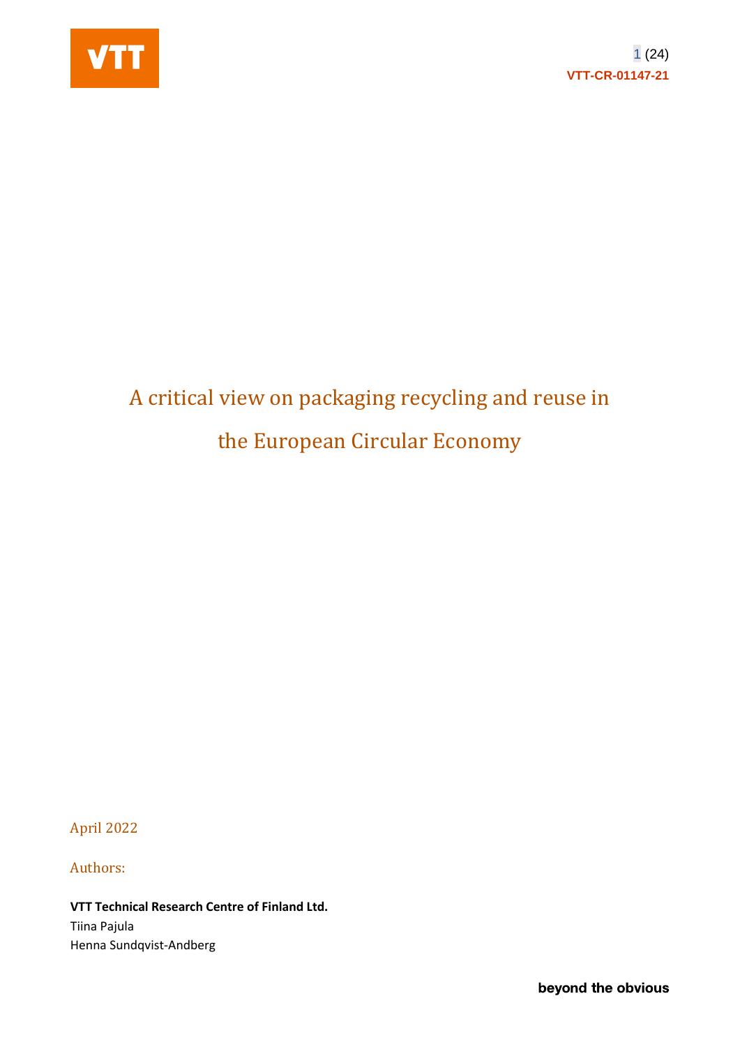VTT-CR-01147-21

# A critical view on packaging recycling and reuse in the European Circular Economy

April 2022

Authors:

**VTT Technical Research Centre of Finland Ltd.**
Tiina Pajula
Henna Sundqvist-Andberg

beyond the obvious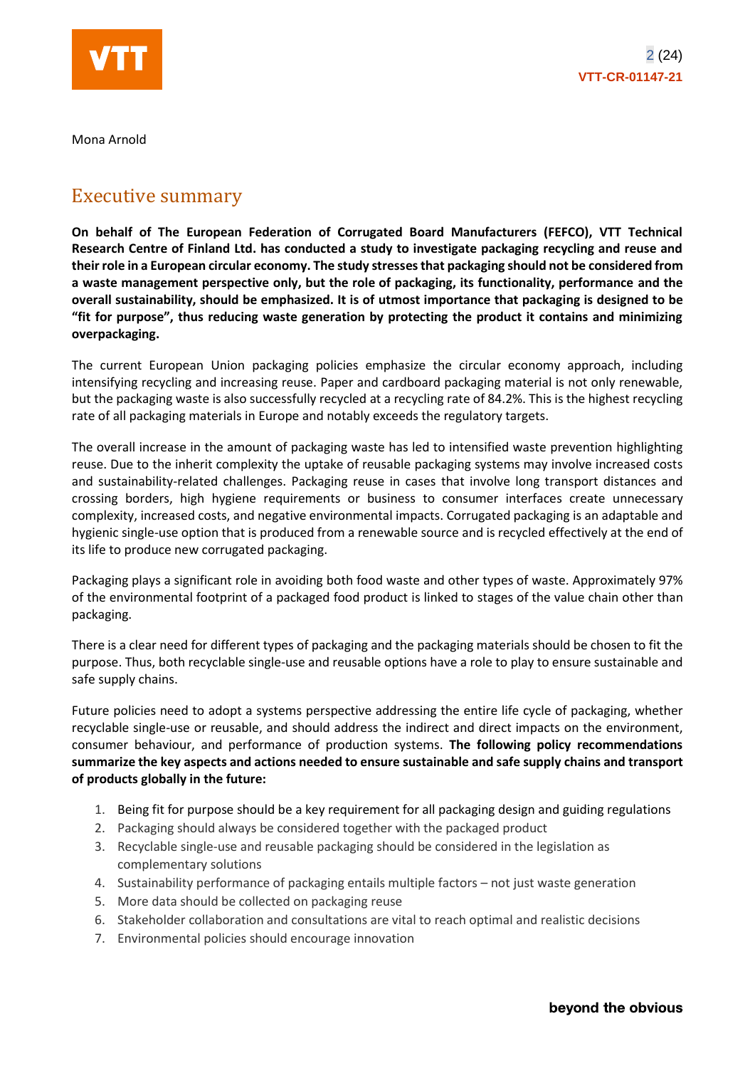Mona Arnold

## Executive summary

**On behalf of The European Federation of Corrugated Board Manufacturers (FEFCO), VTT Technical Research Centre of Finland Ltd. has conducted a study to investigate packaging recycling and reuse and their role in a European circular economy. The study stresses that packaging should not be considered from a waste management perspective only, but the role of packaging, its functionality, performance and the overall sustainability, should be emphasized. It is of utmost importance that packaging is designed to be "fit for purpose", thus reducing waste generation by protecting the product it contains and minimizing overpackaging.**

The current European Union packaging policies emphasize the circular economy approach, including intensifying recycling and increasing reuse. Paper and cardboard packaging material is not only renewable, but the packaging waste is also successfully recycled at a recycling rate of 84.2%. This is the highest recycling rate of all packaging materials in Europe and notably exceeds the regulatory targets.

The overall increase in the amount of packaging waste has led to intensified waste prevention highlighting reuse. Due to the inherit complexity the uptake of reusable packaging systems may involve increased costs and sustainability-related challenges. Packaging reuse in cases that involve long transport distances and crossing borders, high hygiene requirements or business to consumer interfaces create unnecessary complexity, increased costs, and negative environmental impacts. Corrugated packaging is an adaptable and hygienic single-use option that is produced from a renewable source and is recycled effectively at the end of its life to produce new corrugated packaging.

Packaging plays a significant role in avoiding both food waste and other types of waste. Approximately 97% of the environmental footprint of a packaged food product is linked to stages of the value chain other than packaging.

There is a clear need for different types of packaging and the packaging materials should be chosen to fit the purpose. Thus, both recyclable single-use and reusable options have a role to play to ensure sustainable and safe supply chains.

Future policies need to adopt a systems perspective addressing the entire life cycle of packaging, whether recyclable single-use or reusable, and should address the indirect and direct impacts on the environment, consumer behaviour, and performance of production systems. **The following policy recommendations summarize the key aspects and actions needed to ensure sustainable and safe supply chains and transport of products globally in the future:**

1. Being fit for purpose should be a key requirement for all packaging design and guiding regulations
2. Packaging should always be considered together with the packaged product
3. Recyclable single-use and reusable packaging should be considered in the legislation as complementary solutions
4. Sustainability performance of packaging entails multiple factors – not just waste generation
5. More data should be collected on packaging reuse
6. Stakeholder collaboration and consultations are vital to reach optimal and realistic decisions
7. Environmental policies should encourage innovation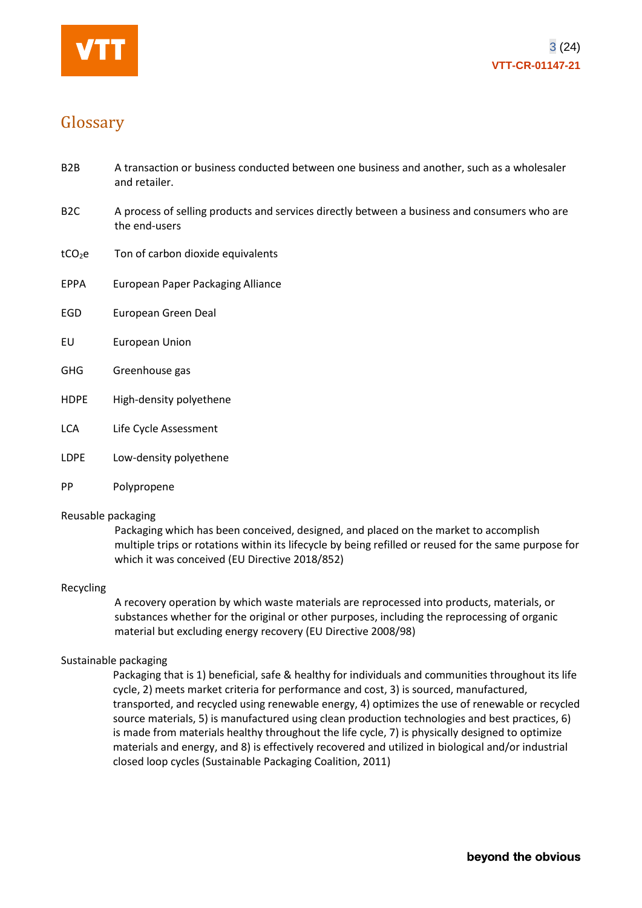# Glossary

| | |
|---|---|
| B2B | A transaction or business conducted between one business and another, such as a wholesaler and retailer. |
| B2C | A process of selling products and services directly between a business and consumers who are the end-users |
| $tCO_2e$ | Ton of carbon dioxide equivalents |
| EPPA | European Paper Packaging Alliance |
| EGD | European Green Deal |
| EU | European Union |
| GHG | Greenhouse gas |
| HDPE | High-density polyethene |
| LCA | Life Cycle Assessment |
| LDPE | Low-density polyethene |
| PP | Polypropene |

Reusable packaging

Packaging which has been conceived, designed, and placed on the market to accomplish multiple trips or rotations within its lifecycle by being refilled or reused for the same purpose for which it was conceived (EU Directive 2018/852)

Recycling

A recovery operation by which waste materials are reprocessed into products, materials, or substances whether for the original or other purposes, including the reprocessing of organic material but excluding energy recovery (EU Directive 2008/98)

Sustainable packaging

Packaging that is 1) beneficial, safe & healthy for individuals and communities throughout its life cycle, 2) meets market criteria for performance and cost, 3) is sourced, manufactured, transported, and recycled using renewable energy, 4) optimizes the use of renewable or recycled source materials, 5) is manufactured using clean production technologies and best practices, 6) is made from materials healthy throughout the life cycle, 7) is physically designed to optimize materials and energy, and 8) is effectively recovered and utilized in biological and/or industrial closed loop cycles (Sustainable Packaging Coalition, 2011)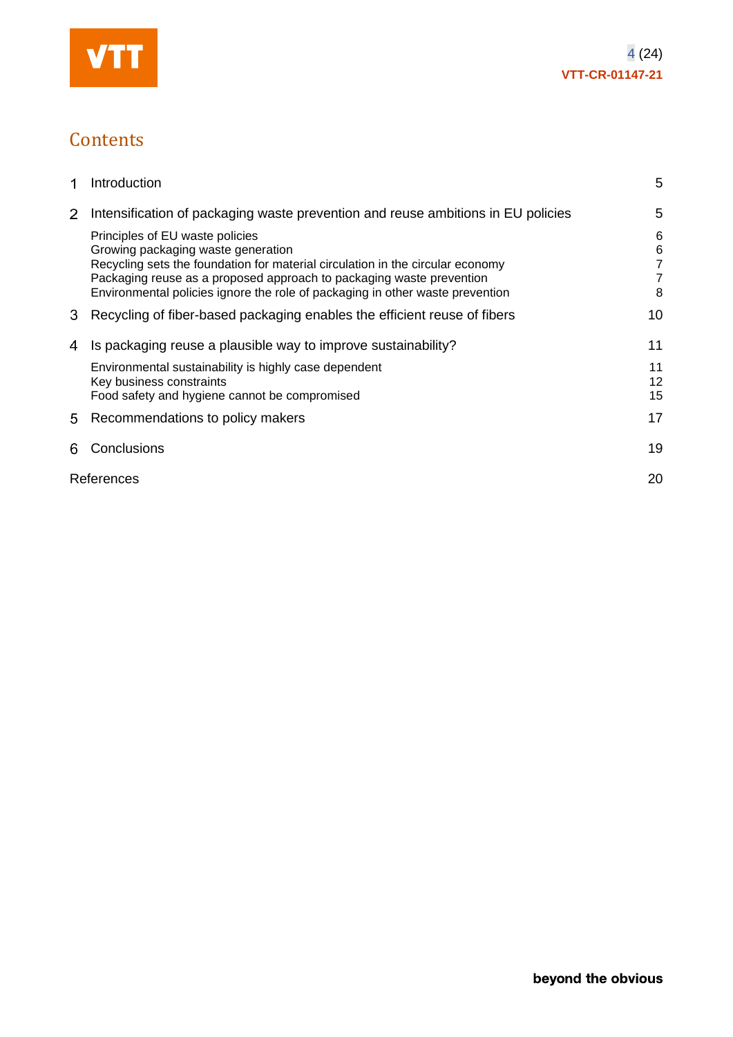# Contents

| | | |
|---|---|---|
| 1 | Introduction | 5 |
| 2 | Intensification of packaging waste prevention and reuse ambitions in EU policies | 5 |
| | Principles of EU waste policies | 6 |
| | Growing packaging waste generation | 6 |
| | Recycling sets the foundation for material circulation in the circular economy | 7 |
| | Packaging reuse as a proposed approach to packaging waste prevention | 7 |
| | Environmental policies ignore the role of packaging in other waste prevention | 8 |
| 3 | Recycling of fiber-based packaging enables the efficient reuse of fibers | 10 |
| 4 | Is packaging reuse a plausible way to improve sustainability? | 11 |
| | Environmental sustainability is highly case dependent | 11 |
| | Key business constraints | 12 |
| | Food safety and hygiene cannot be compromised | 15 |
| 5 | Recommendations to policy makers | 17 |
| 6 | Conclusions | 19 |
| | References | 20 |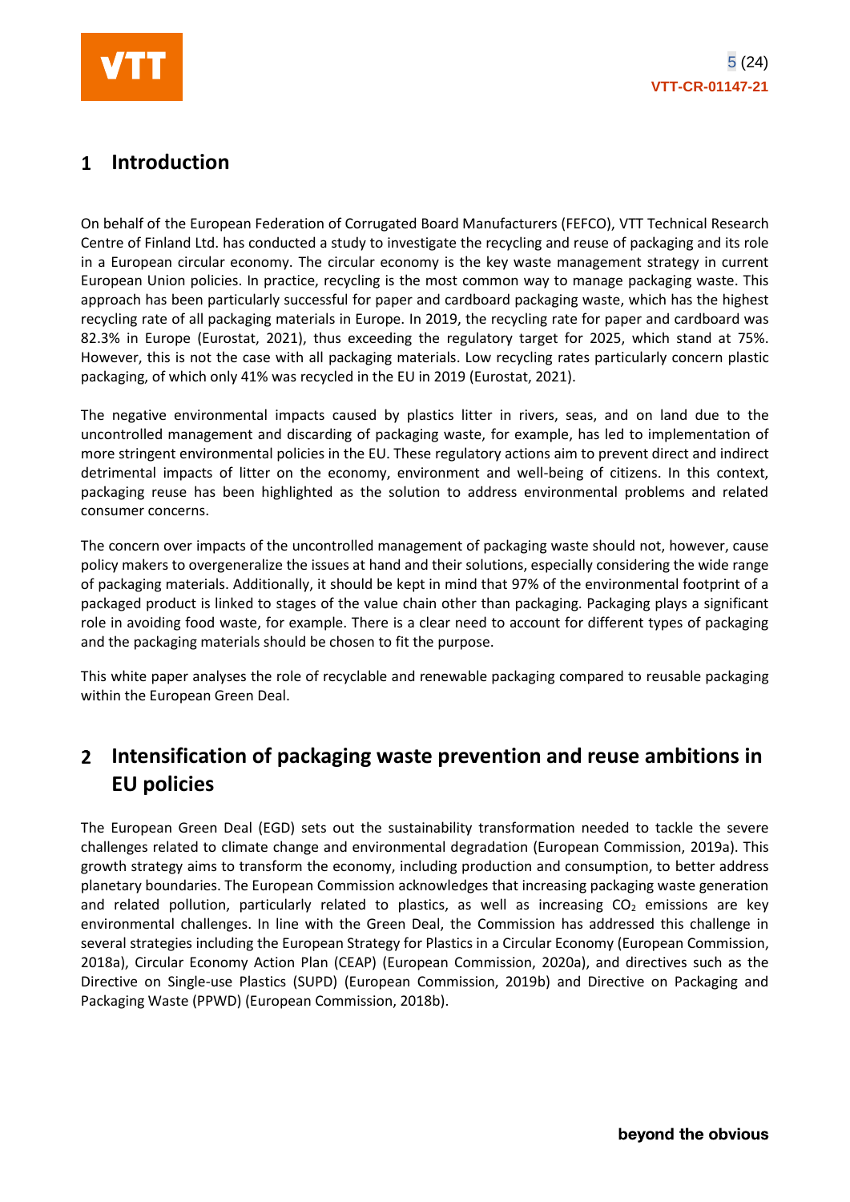# 1 Introduction

On behalf of the European Federation of Corrugated Board Manufacturers (FEFCO), VTT Technical Research Centre of Finland Ltd. has conducted a study to investigate the recycling and reuse of packaging and its role in a European circular economy. The circular economy is the key waste management strategy in current European Union policies. In practice, recycling is the most common way to manage packaging waste. This approach has been particularly successful for paper and cardboard packaging waste, which has the highest recycling rate of all packaging materials in Europe. In 2019, the recycling rate for paper and cardboard was 82.3% in Europe (Eurostat, 2021), thus exceeding the regulatory target for 2025, which stand at 75%. However, this is not the case with all packaging materials. Low recycling rates particularly concern plastic packaging, of which only 41% was recycled in the EU in 2019 (Eurostat, 2021).

The negative environmental impacts caused by plastics litter in rivers, seas, and on land due to the uncontrolled management and discarding of packaging waste, for example, has led to implementation of more stringent environmental policies in the EU. These regulatory actions aim to prevent direct and indirect detrimental impacts of litter on the economy, environment and well-being of citizens. In this context, packaging reuse has been highlighted as the solution to address environmental problems and related consumer concerns.

The concern over impacts of the uncontrolled management of packaging waste should not, however, cause policy makers to overgeneralize the issues at hand and their solutions, especially considering the wide range of packaging materials. Additionally, it should be kept in mind that 97% of the environmental footprint of a packaged product is linked to stages of the value chain other than packaging. Packaging plays a significant role in avoiding food waste, for example. There is a clear need to account for different types of packaging and the packaging materials should be chosen to fit the purpose.

This white paper analyses the role of recyclable and renewable packaging compared to reusable packaging within the European Green Deal.

# 2 Intensification of packaging waste prevention and reuse ambitions in EU policies

The European Green Deal (EGD) sets out the sustainability transformation needed to tackle the severe challenges related to climate change and environmental degradation (European Commission, 2019a). This growth strategy aims to transform the economy, including production and consumption, to better address planetary boundaries. The European Commission acknowledges that increasing packaging waste generation and related pollution, particularly related to plastics, as well as increasing $CO_2$ emissions are key environmental challenges. In line with the Green Deal, the Commission has addressed this challenge in several strategies including the European Strategy for Plastics in a Circular Economy (European Commission, 2018a), Circular Economy Action Plan (CEAP) (European Commission, 2020a), and directives such as the Directive on Single-use Plastics (SUPD) (European Commission, 2019b) and Directive on Packaging and Packaging Waste (PPWD) (European Commission, 2018b).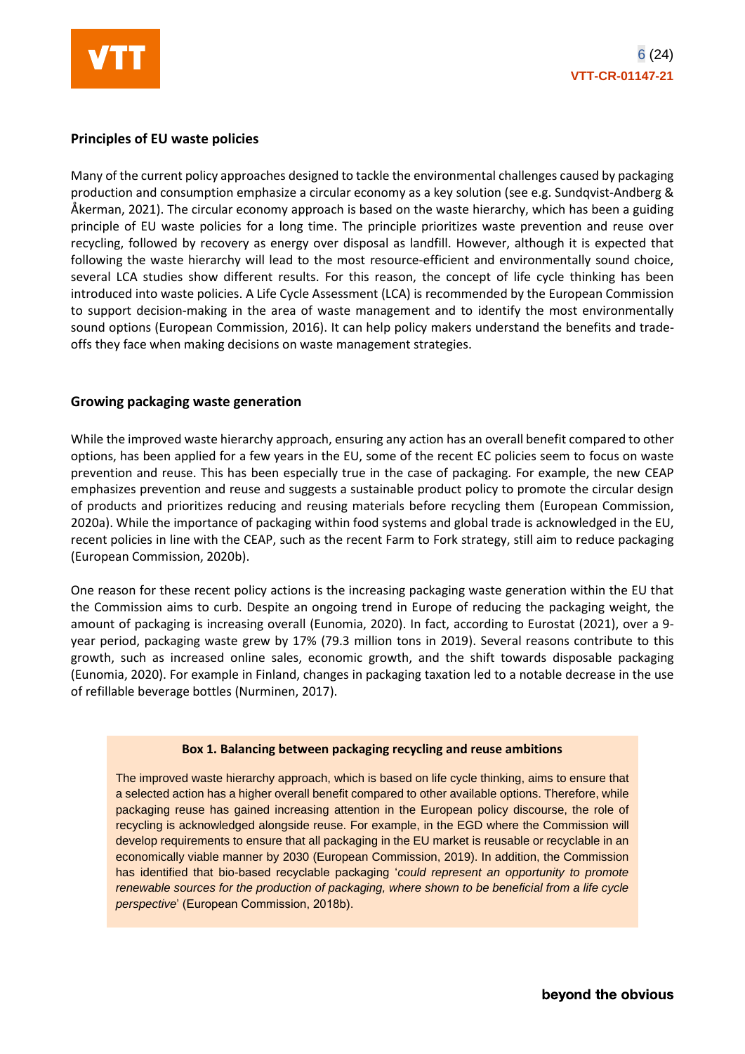## Principles of EU waste policies

Many of the current policy approaches designed to tackle the environmental challenges caused by packaging production and consumption emphasize a circular economy as a key solution (see e.g. Sundqvist-Andberg & Åkerman, 2021). The circular economy approach is based on the waste hierarchy, which has been a guiding principle of EU waste policies for a long time. The principle prioritizes waste prevention and reuse over recycling, followed by recovery as energy over disposal as landfill. However, although it is expected that following the waste hierarchy will lead to the most resource-efficient and environmentally sound choice, several LCA studies show different results. For this reason, the concept of life cycle thinking has been introduced into waste policies. A Life Cycle Assessment (LCA) is recommended by the European Commission to support decision-making in the area of waste management and to identify the most environmentally sound options (European Commission, 2016). It can help policy makers understand the benefits and trade-offs they face when making decisions on waste management strategies.

## Growing packaging waste generation

While the improved waste hierarchy approach, ensuring any action has an overall benefit compared to other options, has been applied for a few years in the EU, some of the recent EC policies seem to focus on waste prevention and reuse. This has been especially true in the case of packaging. For example, the new CEAP emphasizes prevention and reuse and suggests a sustainable product policy to promote the circular design of products and prioritizes reducing and reusing materials before recycling them (European Commission, 2020a). While the importance of packaging within food systems and global trade is acknowledged in the EU, recent policies in line with the CEAP, such as the recent Farm to Fork strategy, still aim to reduce packaging (European Commission, 2020b).

One reason for these recent policy actions is the increasing packaging waste generation within the EU that the Commission aims to curb. Despite an ongoing trend in Europe of reducing the packaging weight, the amount of packaging is increasing overall (Eunomia, 2020). In fact, according to Eurostat (2021), over a 9-year period, packaging waste grew by 17% (79.3 million tons in 2019). Several reasons contribute to this growth, such as increased online sales, economic growth, and the shift towards disposable packaging (Eunomia, 2020). For example in Finland, changes in packaging taxation led to a notable decrease in the use of refillable beverage bottles (Nurminen, 2017).

**Box 1. Balancing between packaging recycling and reuse ambitions**

The improved waste hierarchy approach, which is based on life cycle thinking, aims to ensure that a selected action has a higher overall benefit compared to other available options. Therefore, while packaging reuse has gained increasing attention in the European policy discourse, the role of recycling is acknowledged alongside reuse. For example, in the EGD where the Commission will develop requirements to ensure that all packaging in the EU market is reusable or recyclable in an economically viable manner by 2030 (European Commission, 2019). In addition, the Commission has identified that bio-based recyclable packaging '*could represent an opportunity to promote renewable sources for the production of packaging, where shown to be beneficial from a life cycle perspective*' (European Commission, 2018b).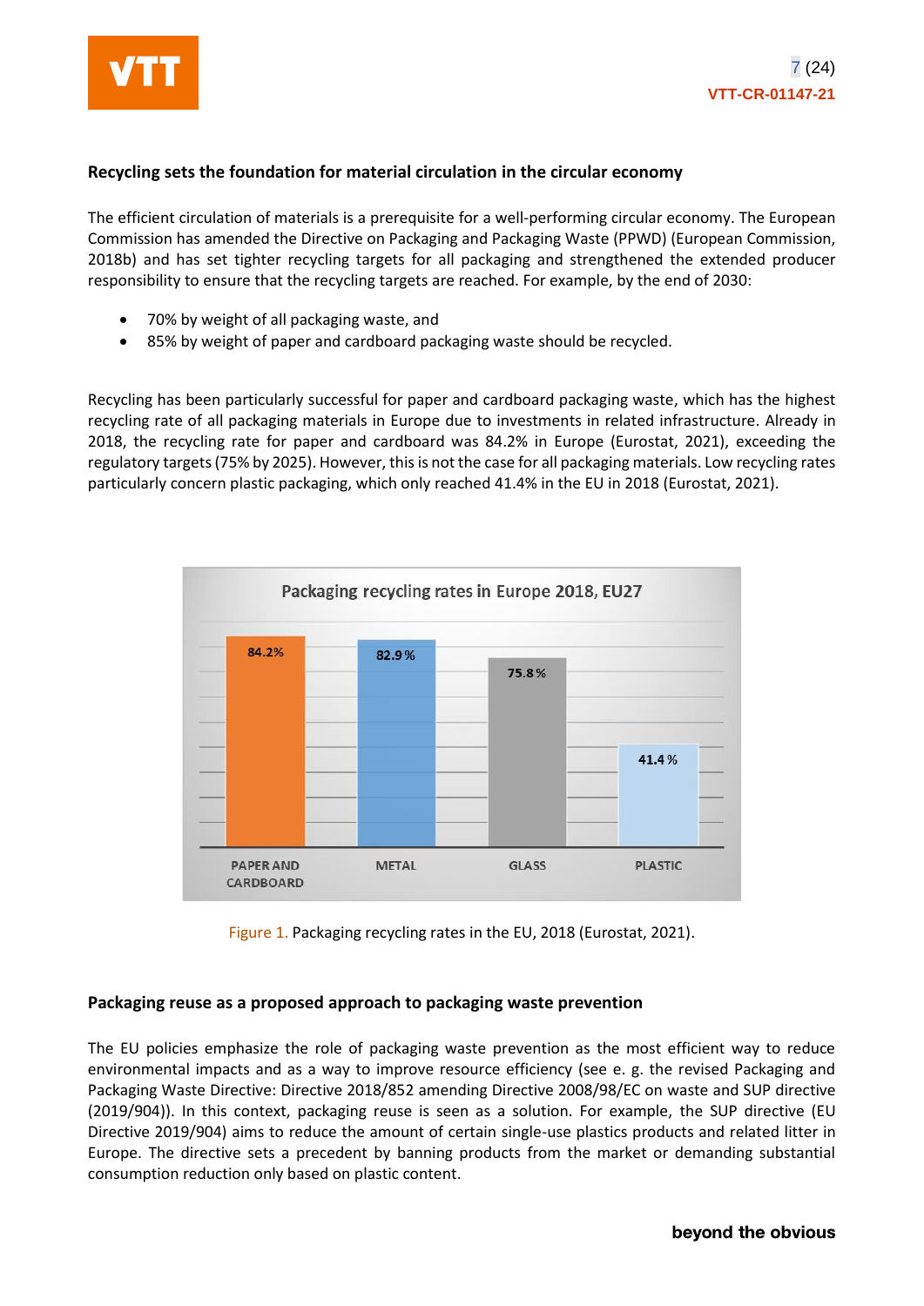## Recycling sets the foundation for material circulation in the circular economy

The efficient circulation of materials is a prerequisite for a well-performing circular economy. The European Commission has amended the Directive on Packaging and Packaging Waste (PPWD) (European Commission, 2018b) and has set tighter recycling targets for all packaging and strengthened the extended producer responsibility to ensure that the recycling targets are reached. For example, by the end of 2030:

- 70% by weight of all packaging waste, and
- 85% by weight of paper and cardboard packaging waste should be recycled.

Recycling has been particularly successful for paper and cardboard packaging waste, which has the highest recycling rate of all packaging materials in Europe due to investments in related infrastructure. Already in 2018, the recycling rate for paper and cardboard was 84.2% in Europe (Eurostat, 2021), exceeding the regulatory targets (75% by 2025). However, this is not the case for all packaging materials. Low recycling rates particularly concern plastic packaging, which only reached 41.4% in the EU in 2018 (Eurostat, 2021).

Packaging recycling rates in Europe 2018, EU27

84.2%
82.9 %
75.8 %
41.4 %

PAPER AND CARDBOARD
METAL
GLASS
PLASTIC

Figure 1. Packaging recycling rates in the EU, 2018 (Eurostat, 2021).

## Packaging reuse as a proposed approach to packaging waste prevention

The EU policies emphasize the role of packaging waste prevention as the most efficient way to reduce environmental impacts and as a way to improve resource efficiency (see e. g. the revised Packaging and Packaging Waste Directive: Directive 2018/852 amending Directive 2008/98/EC on waste and SUP directive (2019/904)). In this context, packaging reuse is seen as a solution. For example, the SUP directive (EU Directive 2019/904) aims to reduce the amount of certain single-use plastics products and related litter in Europe. The directive sets a precedent by banning products from the market or demanding substantial consumption reduction only based on plastic content.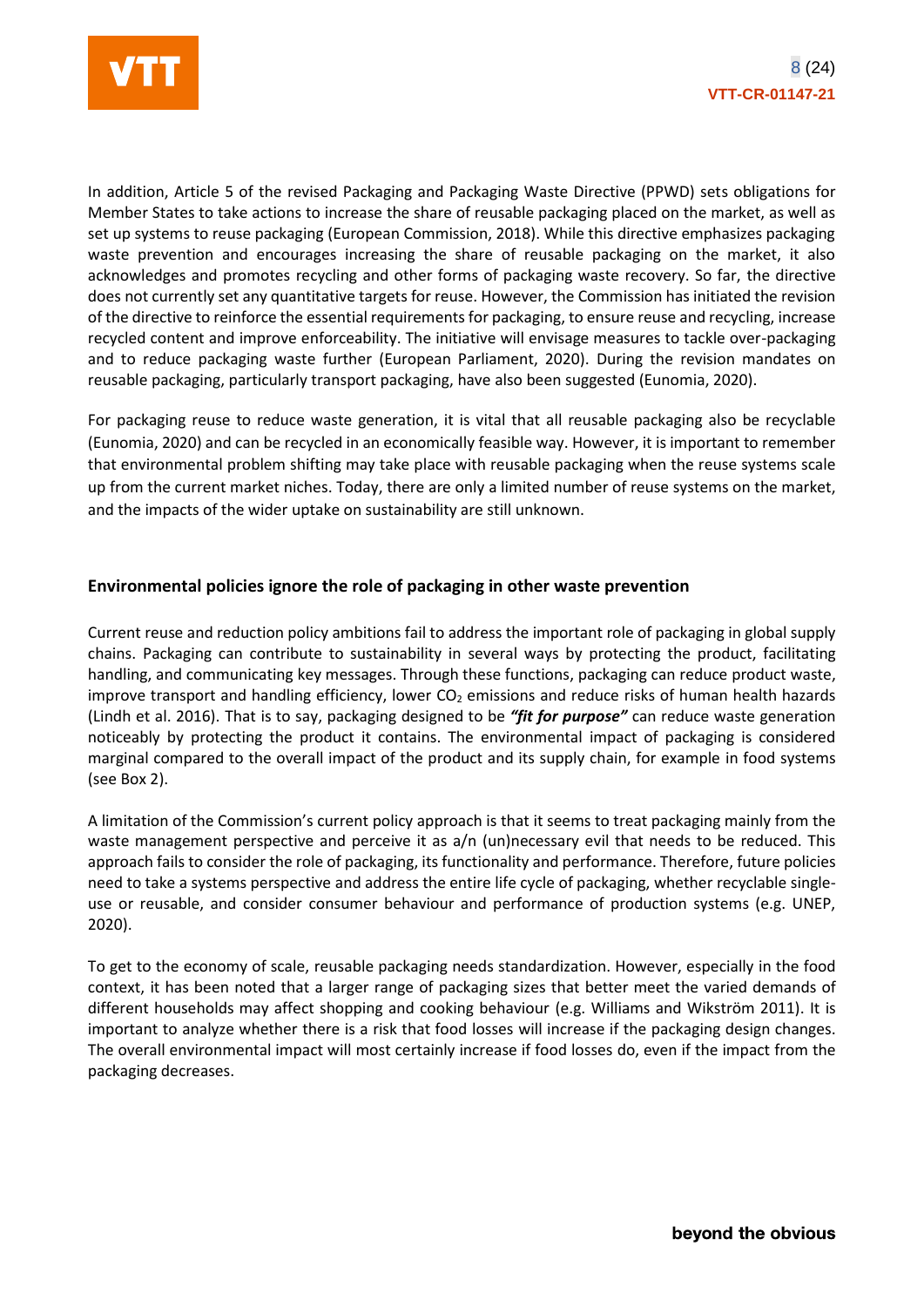In addition, Article 5 of the revised Packaging and Packaging Waste Directive (PPWD) sets obligations for Member States to take actions to increase the share of reusable packaging placed on the market, as well as set up systems to reuse packaging (European Commission, 2018). While this directive emphasizes packaging waste prevention and encourages increasing the share of reusable packaging on the market, it also acknowledges and promotes recycling and other forms of packaging waste recovery. So far, the directive does not currently set any quantitative targets for reuse. However, the Commission has initiated the revision of the directive to reinforce the essential requirements for packaging, to ensure reuse and recycling, increase recycled content and improve enforceability. The initiative will envisage measures to tackle over-packaging and to reduce packaging waste further (European Parliament, 2020). During the revision mandates on reusable packaging, particularly transport packaging, have also been suggested (Eunomia, 2020).

For packaging reuse to reduce waste generation, it is vital that all reusable packaging also be recyclable (Eunomia, 2020) and can be recycled in an economically feasible way. However, it is important to remember that environmental problem shifting may take place with reusable packaging when the reuse systems scale up from the current market niches. Today, there are only a limited number of reuse systems on the market, and the impacts of the wider uptake on sustainability are still unknown.

### Environmental policies ignore the role of packaging in other waste prevention

Current reuse and reduction policy ambitions fail to address the important role of packaging in global supply chains. Packaging can contribute to sustainability in several ways by protecting the product, facilitating handling, and communicating key messages. Through these functions, packaging can reduce product waste, improve transport and handling efficiency, lower $CO_2$ emissions and reduce risks of human health hazards (Lindh et al. 2016). That is to say, packaging designed to be ***"fit for purpose"*** can reduce waste generation noticeably by protecting the product it contains. The environmental impact of packaging is considered marginal compared to the overall impact of the product and its supply chain, for example in food systems (see Box 2).

A limitation of the Commission's current policy approach is that it seems to treat packaging mainly from the waste management perspective and perceive it as a/n (un)necessary evil that needs to be reduced. This approach fails to consider the role of packaging, its functionality and performance. Therefore, future policies need to take a systems perspective and address the entire life cycle of packaging, whether recyclable single-use or reusable, and consider consumer behaviour and performance of production systems (e.g. UNEP, 2020).

To get to the economy of scale, reusable packaging needs standardization. However, especially in the food context, it has been noted that a larger range of packaging sizes that better meet the varied demands of different households may affect shopping and cooking behaviour (e.g. Williams and Wikström 2011). It is important to analyze whether there is a risk that food losses will increase if the packaging design changes. The overall environmental impact will most certainly increase if food losses do, even if the impact from the packaging decreases.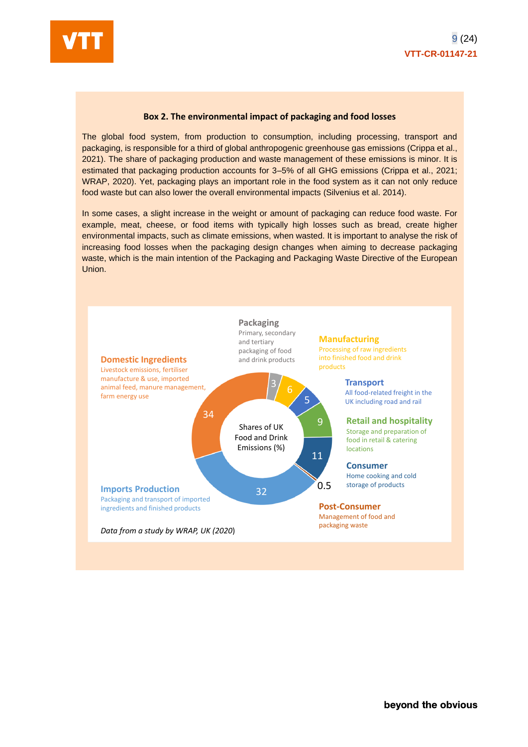**Box 2. The environmental impact of packaging and food losses**

The global food system, from production to consumption, including processing, transport and packaging, is responsible for a third of global anthropogenic greenhouse gas emissions (Crippa et al., 2021). The share of packaging production and waste management of these emissions is minor. It is estimated that packaging production accounts for 3–5% of all GHG emissions (Crippa et al., 2021; WRAP, 2020). Yet, packaging plays an important role in the food system as it can not only reduce food waste but can also lower the overall environmental impacts (Silvenius et al. 2014).

In some cases, a slight increase in the weight or amount of packaging can reduce food waste. For example, meat, cheese, or food items with typically high losses such as bread, create higher environmental impacts, such as climate emissions, when wasted. It is important to analyse the risk of increasing food losses when the packaging design changes when aiming to decrease packaging waste, which is the main intention of the Packaging and Packaging Waste Directive of the European Union.

Shares of UK Food and Drink Emissions (%)

Domestic Ingredients
Livestock emissions, fertiliser manufacture & use, imported animal feed, manure management, farm energy use
34

Packaging
Primary, secondary and tertiary packaging of food and drink products
3

Manufacturing
Processing of raw ingredients into finished food and drink products
6

Transport
All food-related freight in the UK including road and rail
5

Retail and hospitality
Storage and preparation of food in retail & catering locations
9

Consumer
Home cooking and cold storage of products
11

Post-Consumer
Management of food and packaging waste
0.5

Imports Production
Packaging and transport of imported ingredients and finished products
32

*Data from a study by WRAP, UK (2020)*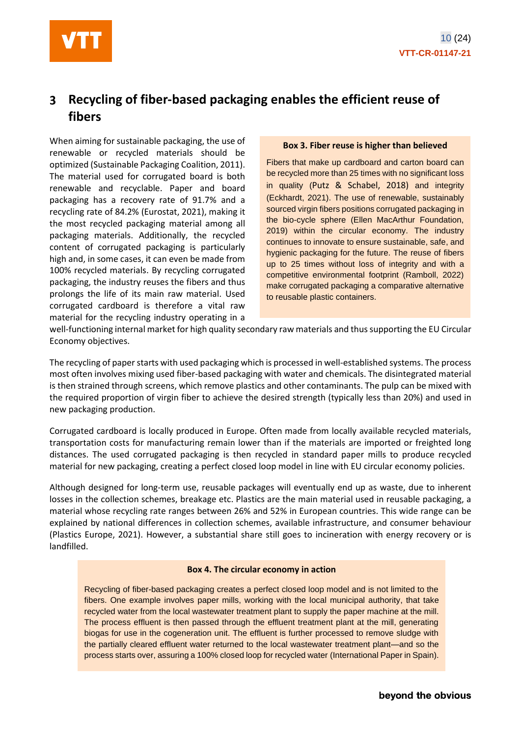## 3 Recycling of fiber-based packaging enables the efficient reuse of fibers

When aiming for sustainable packaging, the use of renewable or recycled materials should be optimized (Sustainable Packaging Coalition, 2011). The material used for corrugated board is both renewable and recyclable. Paper and board packaging has a recovery rate of 91.7% and a recycling rate of 84.2% (Eurostat, 2021), making it the most recycled packaging material among all packaging materials. Additionally, the recycled content of corrugated packaging is particularly high and, in some cases, it can even be made from 100% recycled materials. By recycling corrugated packaging, the industry reuses the fibers and thus prolongs the life of its main raw material. Used corrugated cardboard is therefore a vital raw material for the recycling industry operating in a well-functioning internal market for high quality secondary raw materials and thus supporting the EU Circular Economy objectives.

> **Box 3. Fiber reuse is higher than believed**
>
> Fibers that make up cardboard and carton board can be recycled more than 25 times with no significant loss in quality (Putz & Schabel, 2018) and integrity (Eckhardt, 2021). The use of renewable, sustainably sourced virgin fibers positions corrugated packaging in the bio-cycle sphere (Ellen MacArthur Foundation, 2019) within the circular economy. The industry continues to innovate to ensure sustainable, safe, and hygienic packaging for the future. The reuse of fibers up to 25 times without loss of integrity and with a competitive environmental footprint (Ramboll, 2022) make corrugated packaging a comparative alternative to reusable plastic containers.

The recycling of paper starts with used packaging which is processed in well-established systems. The process most often involves mixing used fiber-based packaging with water and chemicals. The disintegrated material is then strained through screens, which remove plastics and other contaminants. The pulp can be mixed with the required proportion of virgin fiber to achieve the desired strength (typically less than 20%) and used in new packaging production.

Corrugated cardboard is locally produced in Europe. Often made from locally available recycled materials, transportation costs for manufacturing remain lower than if the materials are imported or freighted long distances. The used corrugated packaging is then recycled in standard paper mills to produce recycled material for new packaging, creating a perfect closed loop model in line with EU circular economy policies.

Although designed for long-term use, reusable packages will eventually end up as waste, due to inherent losses in the collection schemes, breakage etc. Plastics are the main material used in reusable packaging, a material whose recycling rate ranges between 26% and 52% in European countries. This wide range can be explained by national differences in collection schemes, available infrastructure, and consumer behaviour (Plastics Europe, 2021). However, a substantial share still goes to incineration with energy recovery or is landfilled.

> **Box 4. The circular economy in action**
>
> Recycling of fiber-based packaging creates a perfect closed loop model and is not limited to the fibers. One example involves paper mills, working with the local municipal authority, that take recycled water from the local wastewater treatment plant to supply the paper machine at the mill. The process effluent is then passed through the effluent treatment plant at the mill, generating biogas for use in the cogeneration unit. The effluent is further processed to remove sludge with the partially cleared effluent water returned to the local wastewater treatment plant—and so the process starts over, assuring a 100% closed loop for recycled water (International Paper in Spain).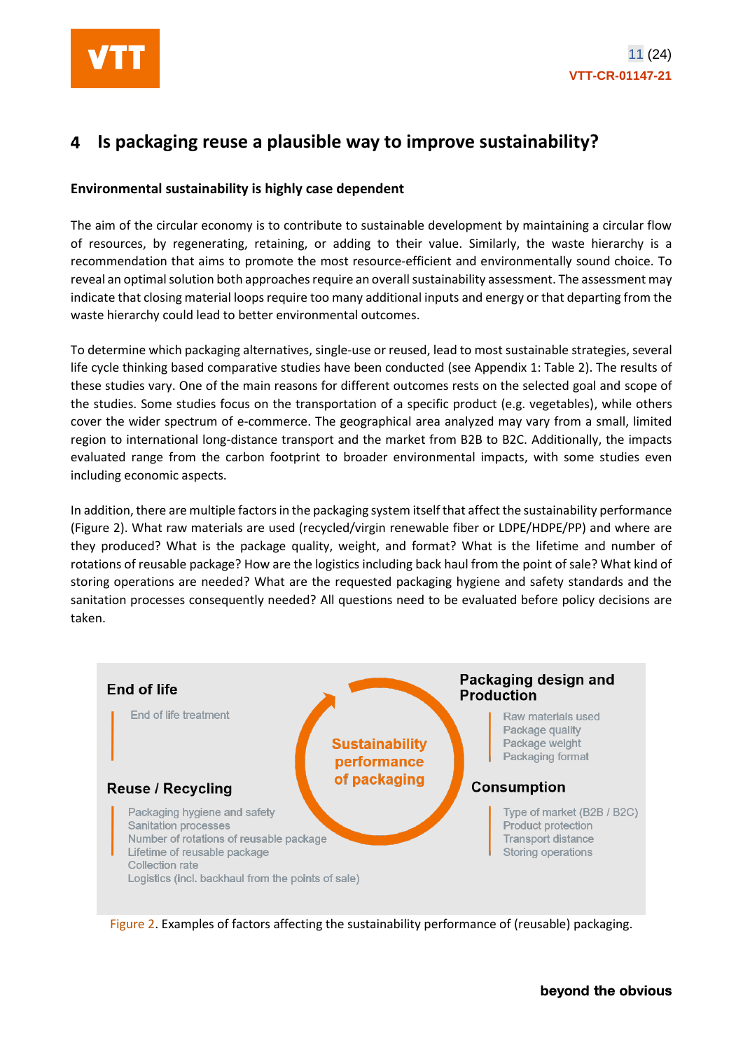# 4 Is packaging reuse a plausible way to improve sustainability?

**Environmental sustainability is highly case dependent**

The aim of the circular economy is to contribute to sustainable development by maintaining a circular flow of resources, by regenerating, retaining, or adding to their value. Similarly, the waste hierarchy is a recommendation that aims to promote the most resource-efficient and environmentally sound choice. To reveal an optimal solution both approaches require an overall sustainability assessment. The assessment may indicate that closing material loops require too many additional inputs and energy or that departing from the waste hierarchy could lead to better environmental outcomes.

To determine which packaging alternatives, single-use or reused, lead to most sustainable strategies, several life cycle thinking based comparative studies have been conducted (see Appendix 1: Table 2). The results of these studies vary. One of the main reasons for different outcomes rests on the selected goal and scope of the studies. Some studies focus on the transportation of a specific product (e.g. vegetables), while others cover the wider spectrum of e-commerce. The geographical area analyzed may vary from a small, limited region to international long-distance transport and the market from B2B to B2C. Additionally, the impacts evaluated range from the carbon footprint to broader environmental impacts, with some studies even including economic aspects.

In addition, there are multiple factors in the packaging system itself that affect the sustainability performance (Figure 2). What raw materials are used (recycled/virgin renewable fiber or LDPE/HDPE/PP) and where are they produced? What is the package quality, weight, and format? What is the lifetime and number of rotations of reusable package? How are the logistics including back haul from the point of sale? What kind of storing operations are needed? What are the requested packaging hygiene and safety standards and the sanitation processes consequently needed? All questions need to be evaluated before policy decisions are taken.

End of life
End of life treatment

Packaging design and Production
Raw materials used
Package quality
Package weight
Packaging format

Sustainability performance of packaging

Reuse / Recycling
Packaging hygiene and safety
Sanitation processes
Number of rotations of reusable package
Lifetime of reusable package
Collection rate
Logistics (incl. backhaul from the points of sale)

Consumption
Type of market (B2B / B2C)
Product protection
Transport distance
Storing operations

Figure 2. Examples of factors affecting the sustainability performance of (reusable) packaging.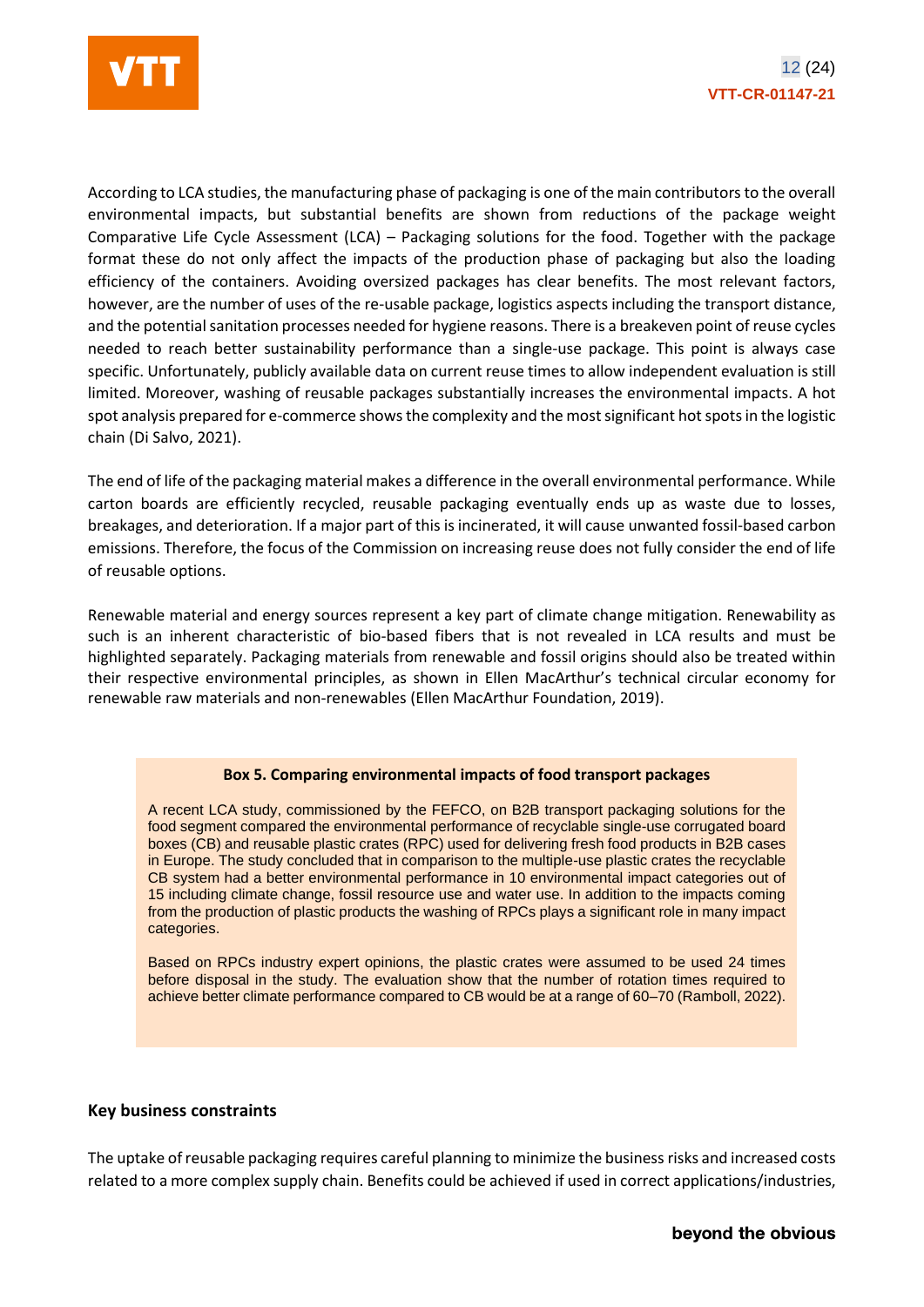According to LCA studies, the manufacturing phase of packaging is one of the main contributors to the overall environmental impacts, but substantial benefits are shown from reductions of the package weight Comparative Life Cycle Assessment (LCA) – Packaging solutions for the food. Together with the package format these do not only affect the impacts of the production phase of packaging but also the loading efficiency of the containers. Avoiding oversized packages has clear benefits. The most relevant factors, however, are the number of uses of the re-usable package, logistics aspects including the transport distance, and the potential sanitation processes needed for hygiene reasons. There is a breakeven point of reuse cycles needed to reach better sustainability performance than a single-use package. This point is always case specific. Unfortunately, publicly available data on current reuse times to allow independent evaluation is still limited. Moreover, washing of reusable packages substantially increases the environmental impacts. A hot spot analysis prepared for e-commerce shows the complexity and the most significant hot spots in the logistic chain (Di Salvo, 2021).

The end of life of the packaging material makes a difference in the overall environmental performance. While carton boards are efficiently recycled, reusable packaging eventually ends up as waste due to losses, breakages, and deterioration. If a major part of this is incinerated, it will cause unwanted fossil-based carbon emissions. Therefore, the focus of the Commission on increasing reuse does not fully consider the end of life of reusable options.

Renewable material and energy sources represent a key part of climate change mitigation. Renewability as such is an inherent characteristic of bio-based fibers that is not revealed in LCA results and must be highlighted separately. Packaging materials from renewable and fossil origins should also be treated within their respective environmental principles, as shown in Ellen MacArthur's technical circular economy for renewable raw materials and non-renewables (Ellen MacArthur Foundation, 2019).

**Box 5. Comparing environmental impacts of food transport packages**

A recent LCA study, commissioned by the FEFCO, on B2B transport packaging solutions for the food segment compared the environmental performance of recyclable single-use corrugated board boxes (CB) and reusable plastic crates (RPC) used for delivering fresh food products in B2B cases in Europe. The study concluded that in comparison to the multiple-use plastic crates the recyclable CB system had a better environmental performance in 10 environmental impact categories out of 15 including climate change, fossil resource use and water use. In addition to the impacts coming from the production of plastic products the washing of RPCs plays a significant role in many impact categories.

Based on RPCs industry expert opinions, the plastic crates were assumed to be used 24 times before disposal in the study. The evaluation show that the number of rotation times required to achieve better climate performance compared to CB would be at a range of 60–70 (Ramboll, 2022).

### Key business constraints

The uptake of reusable packaging requires careful planning to minimize the business risks and increased costs related to a more complex supply chain. Benefits could be achieved if used in correct applications/industries,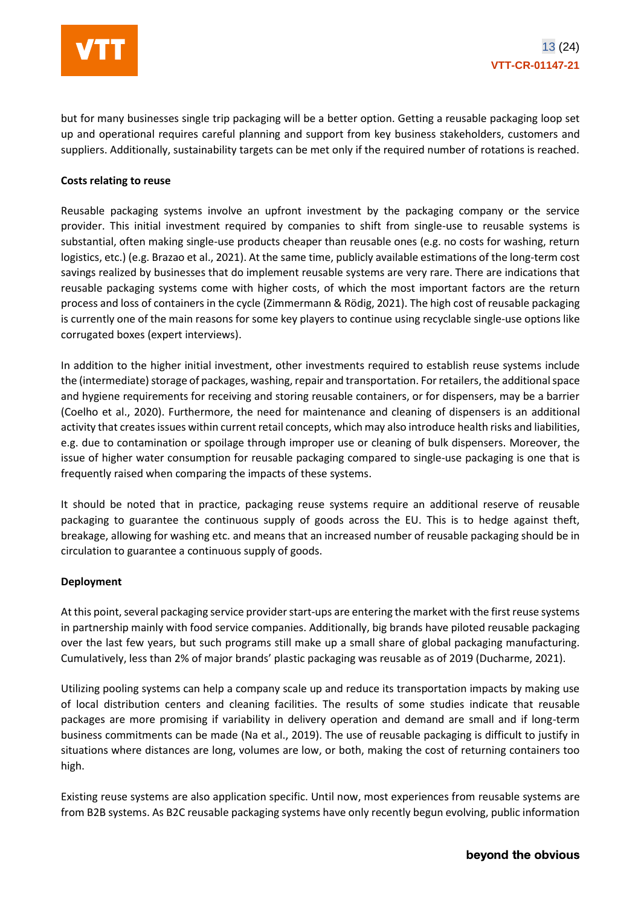but for many businesses single trip packaging will be a better option. Getting a reusable packaging loop set up and operational requires careful planning and support from key business stakeholders, customers and suppliers. Additionally, sustainability targets can be met only if the required number of rotations is reached.

**Costs relating to reuse**

Reusable packaging systems involve an upfront investment by the packaging company or the service provider. This initial investment required by companies to shift from single-use to reusable systems is substantial, often making single-use products cheaper than reusable ones (e.g. no costs for washing, return logistics, etc.) (e.g. Brazao et al., 2021). At the same time, publicly available estimations of the long-term cost savings realized by businesses that do implement reusable systems are very rare. There are indications that reusable packaging systems come with higher costs, of which the most important factors are the return process and loss of containers in the cycle (Zimmermann & Rödig, 2021). The high cost of reusable packaging is currently one of the main reasons for some key players to continue using recyclable single-use options like corrugated boxes (expert interviews).

In addition to the higher initial investment, other investments required to establish reuse systems include the (intermediate) storage of packages, washing, repair and transportation. For retailers, the additional space and hygiene requirements for receiving and storing reusable containers, or for dispensers, may be a barrier (Coelho et al., 2020). Furthermore, the need for maintenance and cleaning of dispensers is an additional activity that creates issues within current retail concepts, which may also introduce health risks and liabilities, e.g. due to contamination or spoilage through improper use or cleaning of bulk dispensers. Moreover, the issue of higher water consumption for reusable packaging compared to single-use packaging is one that is frequently raised when comparing the impacts of these systems.

It should be noted that in practice, packaging reuse systems require an additional reserve of reusable packaging to guarantee the continuous supply of goods across the EU. This is to hedge against theft, breakage, allowing for washing etc. and means that an increased number of reusable packaging should be in circulation to guarantee a continuous supply of goods.

**Deployment**

At this point, several packaging service provider start-ups are entering the market with the first reuse systems in partnership mainly with food service companies. Additionally, big brands have piloted reusable packaging over the last few years, but such programs still make up a small share of global packaging manufacturing. Cumulatively, less than 2% of major brands' plastic packaging was reusable as of 2019 (Ducharme, 2021).

Utilizing pooling systems can help a company scale up and reduce its transportation impacts by making use of local distribution centers and cleaning facilities. The results of some studies indicate that reusable packages are more promising if variability in delivery operation and demand are small and if long-term business commitments can be made (Na et al., 2019). The use of reusable packaging is difficult to justify in situations where distances are long, volumes are low, or both, making the cost of returning containers too high.

Existing reuse systems are also application specific. Until now, most experiences from reusable systems are from B2B systems. As B2C reusable packaging systems have only recently begun evolving, public information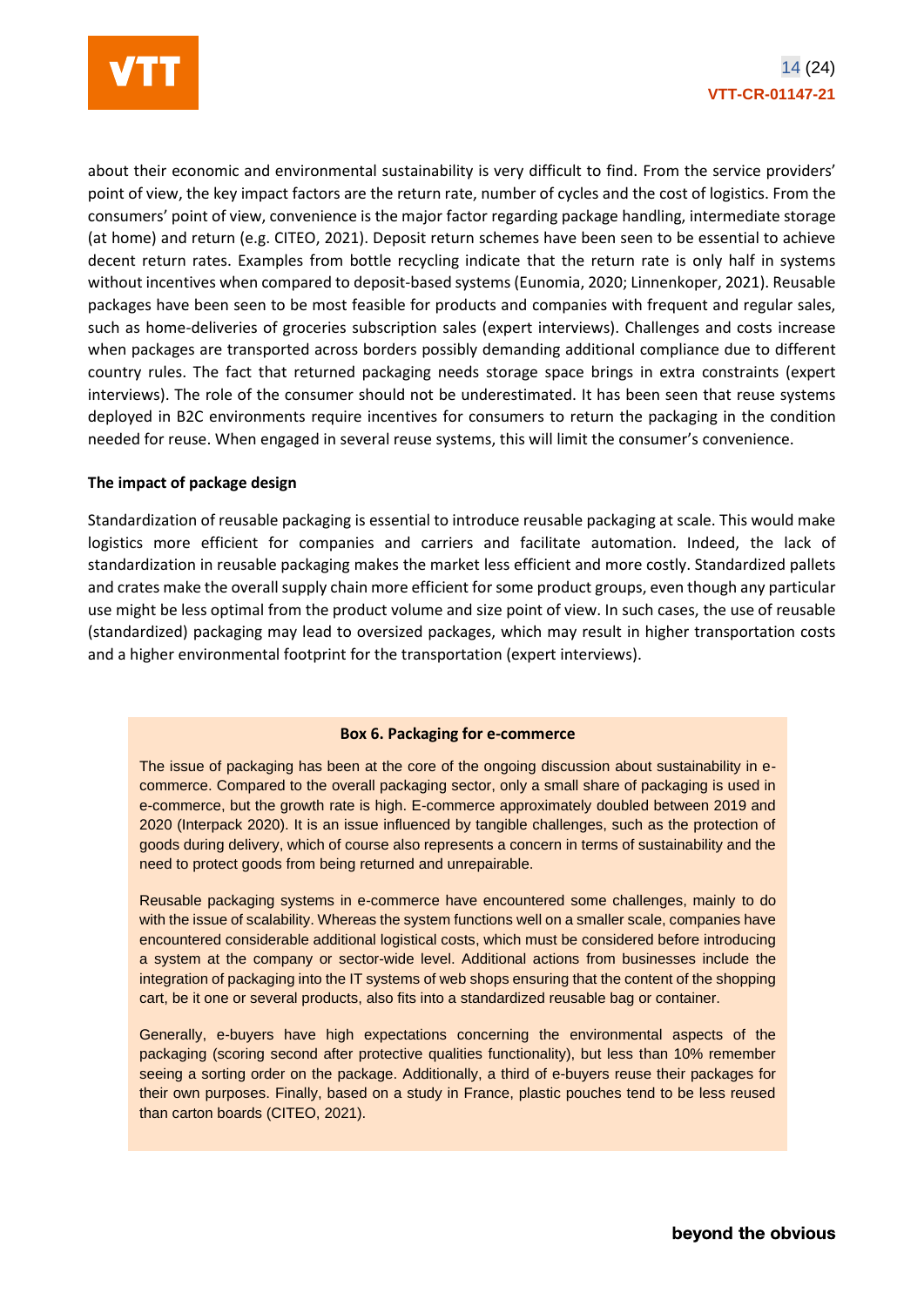about their economic and environmental sustainability is very difficult to find. From the service providers' point of view, the key impact factors are the return rate, number of cycles and the cost of logistics. From the consumers' point of view, convenience is the major factor regarding package handling, intermediate storage (at home) and return (e.g. CITEO, 2021). Deposit return schemes have been seen to be essential to achieve decent return rates. Examples from bottle recycling indicate that the return rate is only half in systems without incentives when compared to deposit-based systems (Eunomia, 2020; Linnenkoper, 2021). Reusable packages have been seen to be most feasible for products and companies with frequent and regular sales, such as home-deliveries of groceries subscription sales (expert interviews). Challenges and costs increase when packages are transported across borders possibly demanding additional compliance due to different country rules. The fact that returned packaging needs storage space brings in extra constraints (expert interviews). The role of the consumer should not be underestimated. It has been seen that reuse systems deployed in B2C environments require incentives for consumers to return the packaging in the condition needed for reuse. When engaged in several reuse systems, this will limit the consumer's convenience.

**The impact of package design**

Standardization of reusable packaging is essential to introduce reusable packaging at scale. This would make logistics more efficient for companies and carriers and facilitate automation. Indeed, the lack of standardization in reusable packaging makes the market less efficient and more costly. Standardized pallets and crates make the overall supply chain more efficient for some product groups, even though any particular use might be less optimal from the product volume and size point of view. In such cases, the use of reusable (standardized) packaging may lead to oversized packages, which may result in higher transportation costs and a higher environmental footprint for the transportation (expert interviews).

**Box 6. Packaging for e-commerce**

The issue of packaging has been at the core of the ongoing discussion about sustainability in e-commerce. Compared to the overall packaging sector, only a small share of packaging is used in e-commerce, but the growth rate is high. E-commerce approximately doubled between 2019 and 2020 (Interpack 2020). It is an issue influenced by tangible challenges, such as the protection of goods during delivery, which of course also represents a concern in terms of sustainability and the need to protect goods from being returned and unrepairable.

Reusable packaging systems in e-commerce have encountered some challenges, mainly to do with the issue of scalability. Whereas the system functions well on a smaller scale, companies have encountered considerable additional logistical costs, which must be considered before introducing a system at the company or sector-wide level. Additional actions from businesses include the integration of packaging into the IT systems of web shops ensuring that the content of the shopping cart, be it one or several products, also fits into a standardized reusable bag or container.

Generally, e-buyers have high expectations concerning the environmental aspects of the packaging (scoring second after protective qualities functionality), but less than 10% remember seeing a sorting order on the package. Additionally, a third of e-buyers reuse their packages for their own purposes. Finally, based on a study in France, plastic pouches tend to be less reused than carton boards (CITEO, 2021).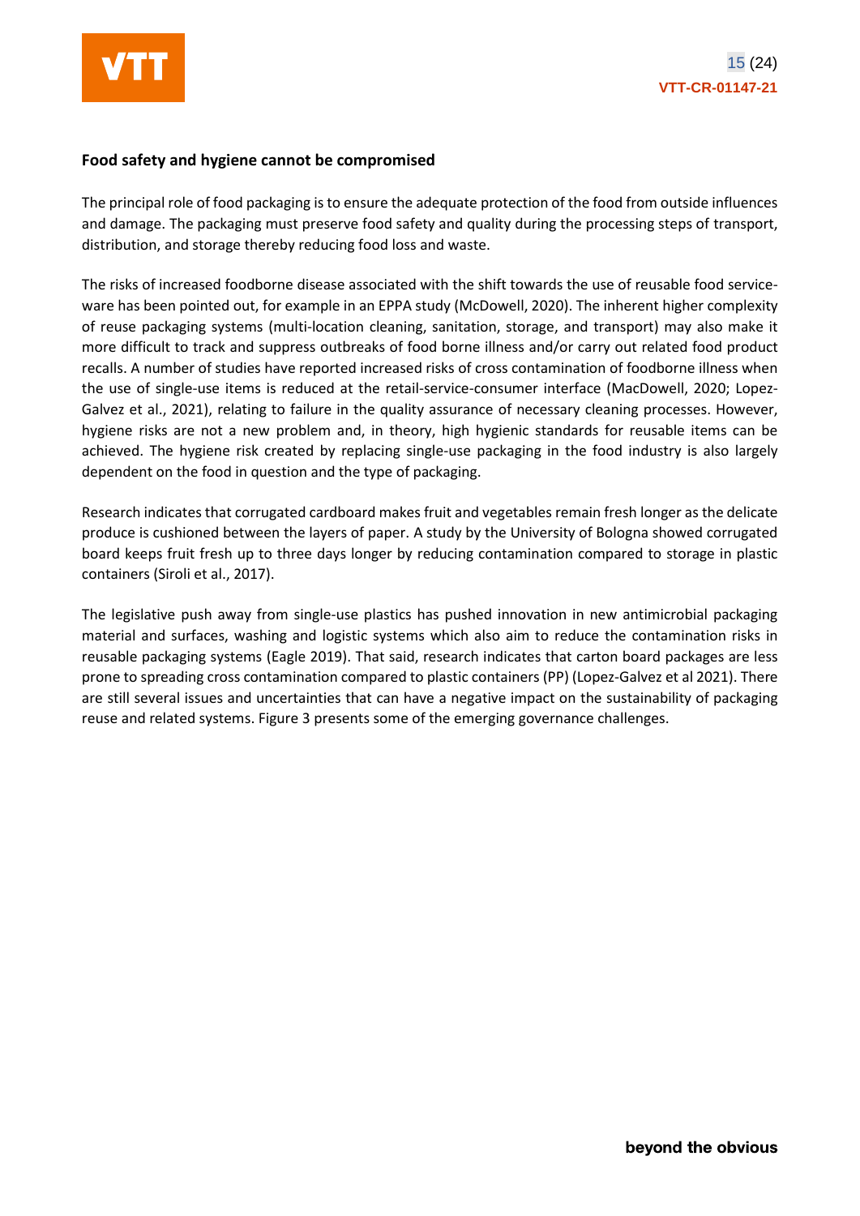**Food safety and hygiene cannot be compromised**

The principal role of food packaging is to ensure the adequate protection of the food from outside influences and damage. The packaging must preserve food safety and quality during the processing steps of transport, distribution, and storage thereby reducing food loss and waste.

The risks of increased foodborne disease associated with the shift towards the use of reusable food service-ware has been pointed out, for example in an EPPA study (McDowell, 2020). The inherent higher complexity of reuse packaging systems (multi-location cleaning, sanitation, storage, and transport) may also make it more difficult to track and suppress outbreaks of food borne illness and/or carry out related food product recalls. A number of studies have reported increased risks of cross contamination of foodborne illness when the use of single-use items is reduced at the retail-service-consumer interface (MacDowell, 2020; Lopez-Galvez et al., 2021), relating to failure in the quality assurance of necessary cleaning processes. However, hygiene risks are not a new problem and, in theory, high hygienic standards for reusable items can be achieved. The hygiene risk created by replacing single-use packaging in the food industry is also largely dependent on the food in question and the type of packaging.

Research indicates that corrugated cardboard makes fruit and vegetables remain fresh longer as the delicate produce is cushioned between the layers of paper. A study by the University of Bologna showed corrugated board keeps fruit fresh up to three days longer by reducing contamination compared to storage in plastic containers (Siroli et al., 2017).

The legislative push away from single-use plastics has pushed innovation in new antimicrobial packaging material and surfaces, washing and logistic systems which also aim to reduce the contamination risks in reusable packaging systems (Eagle 2019). That said, research indicates that carton board packages are less prone to spreading cross contamination compared to plastic containers (PP) (Lopez-Galvez et al 2021). There are still several issues and uncertainties that can have a negative impact on the sustainability of packaging reuse and related systems. Figure 3 presents some of the emerging governance challenges.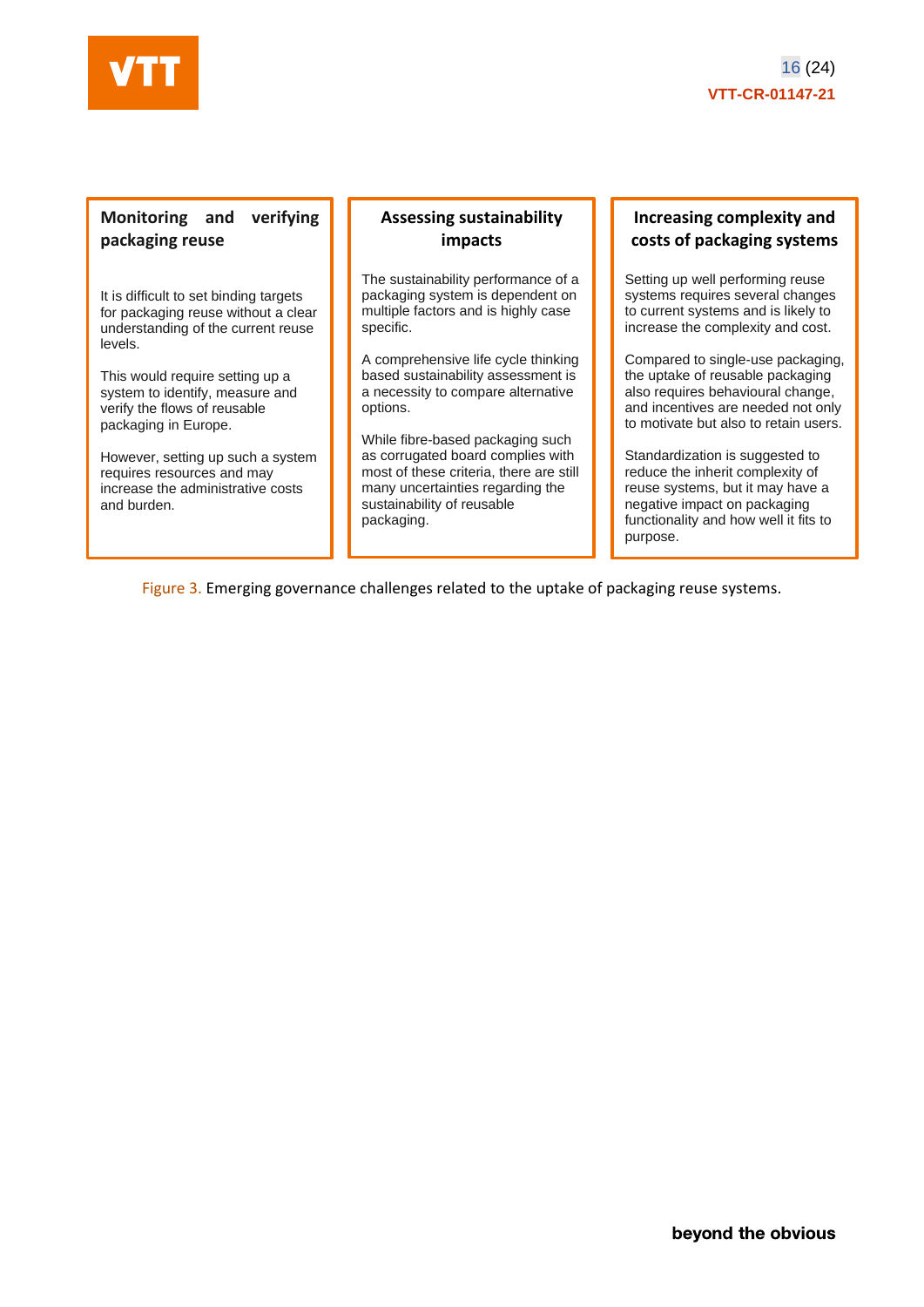**Monitoring and verifying packaging reuse**

It is difficult to set binding targets for packaging reuse without a clear understanding of the current reuse levels.

This would require setting up a system to identify, measure and verify the flows of reusable packaging in Europe.

However, setting up such a system requires resources and may increase the administrative costs and burden.

**Assessing sustainability impacts**

The sustainability performance of a packaging system is dependent on multiple factors and is highly case specific.

A comprehensive life cycle thinking based sustainability assessment is a necessity to compare alternative options.

While fibre-based packaging such as corrugated board complies with most of these criteria, there are still many uncertainties regarding the sustainability of reusable packaging.

**Increasing complexity and costs of packaging systems**

Setting up well performing reuse systems requires several changes to current systems and is likely to increase the complexity and cost.

Compared to single-use packaging, the uptake of reusable packaging also requires behavioural change, and incentives are needed not only to motivate but also to retain users.

Standardization is suggested to reduce the inherit complexity of reuse systems, but it may have a negative impact on packaging functionality and how well it fits to purpose.

Figure 3. Emerging governance challenges related to the uptake of packaging reuse systems.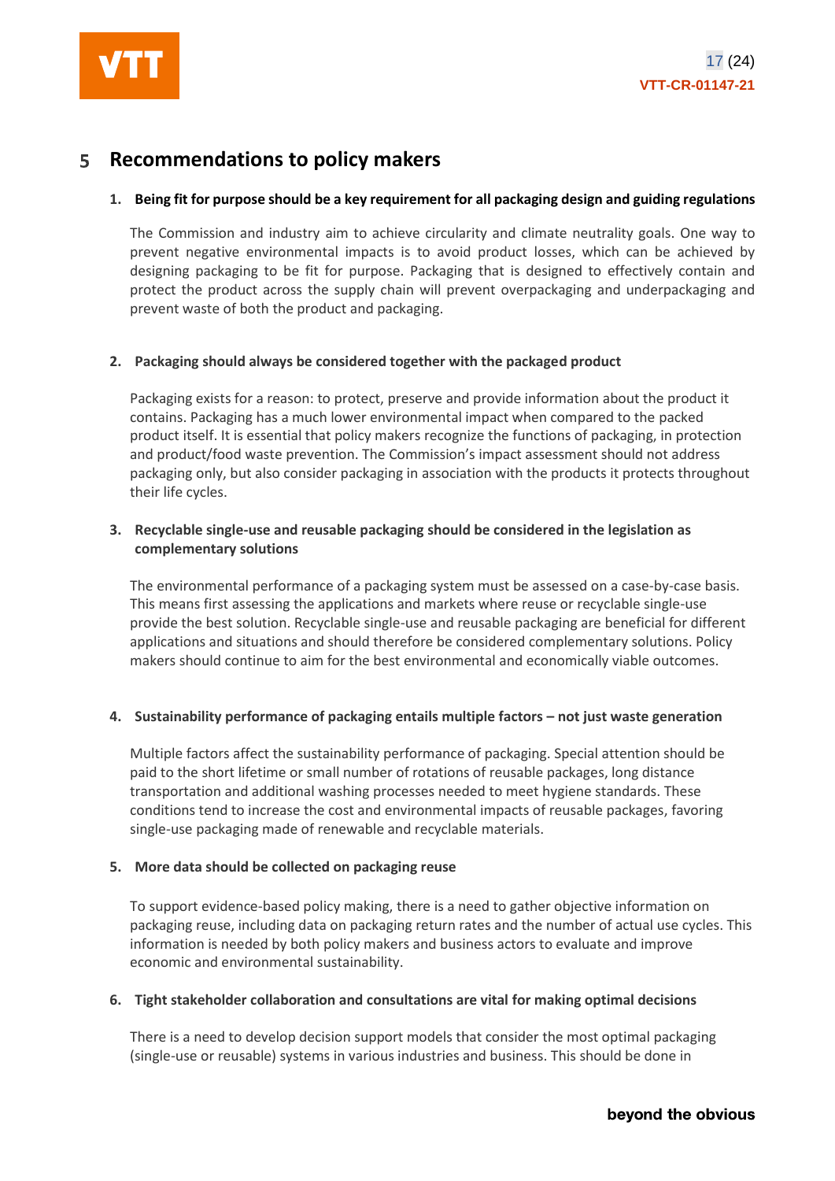# 5 Recommendations to policy makers

1. **Being fit for purpose should be a key requirement for all packaging design and guiding regulations**

   The Commission and industry aim to achieve circularity and climate neutrality goals. One way to prevent negative environmental impacts is to avoid product losses, which can be achieved by designing packaging to be fit for purpose. Packaging that is designed to effectively contain and protect the product across the supply chain will prevent overpackaging and underpackaging and prevent waste of both the product and packaging.

2. **Packaging should always be considered together with the packaged product**

   Packaging exists for a reason: to protect, preserve and provide information about the product it contains. Packaging has a much lower environmental impact when compared to the packed product itself. It is essential that policy makers recognize the functions of packaging, in protection and product/food waste prevention. The Commission's impact assessment should not address packaging only, but also consider packaging in association with the products it protects throughout their life cycles.

3. **Recyclable single-use and reusable packaging should be considered in the legislation as complementary solutions**

   The environmental performance of a packaging system must be assessed on a case-by-case basis. This means first assessing the applications and markets where reuse or recyclable single-use provide the best solution. Recyclable single-use and reusable packaging are beneficial for different applications and situations and should therefore be considered complementary solutions. Policy makers should continue to aim for the best environmental and economically viable outcomes.

4. **Sustainability performance of packaging entails multiple factors – not just waste generation**

   Multiple factors affect the sustainability performance of packaging. Special attention should be paid to the short lifetime or small number of rotations of reusable packages, long distance transportation and additional washing processes needed to meet hygiene standards. These conditions tend to increase the cost and environmental impacts of reusable packages, favoring single-use packaging made of renewable and recyclable materials.

5. **More data should be collected on packaging reuse**

   To support evidence-based policy making, there is a need to gather objective information on packaging reuse, including data on packaging return rates and the number of actual use cycles. This information is needed by both policy makers and business actors to evaluate and improve economic and environmental sustainability.

6. **Tight stakeholder collaboration and consultations are vital for making optimal decisions**

   There is a need to develop decision support models that consider the most optimal packaging (single-use or reusable) systems in various industries and business. This should be done in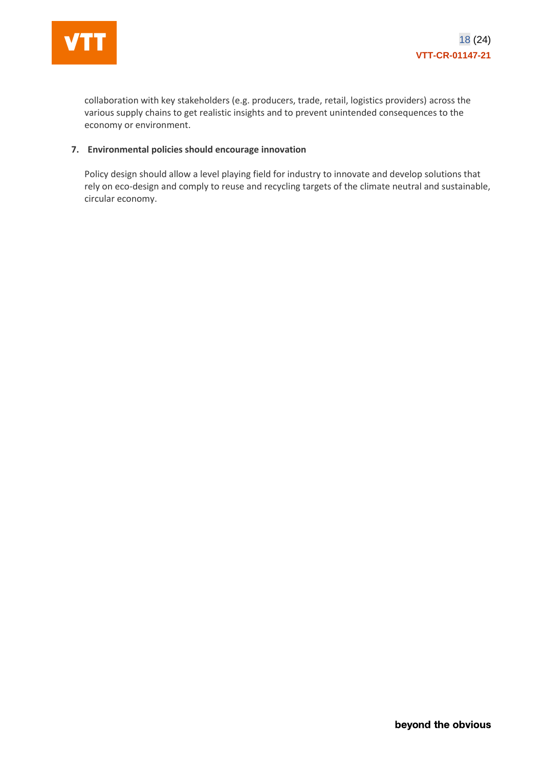collaboration with key stakeholders (e.g. producers, trade, retail, logistics providers) across the various supply chains to get realistic insights and to prevent unintended consequences to the economy or environment.

7. **Environmental policies should encourage innovation**

   Policy design should allow a level playing field for industry to innovate and develop solutions that rely on eco-design and comply to reuse and recycling targets of the climate neutral and sustainable, circular economy.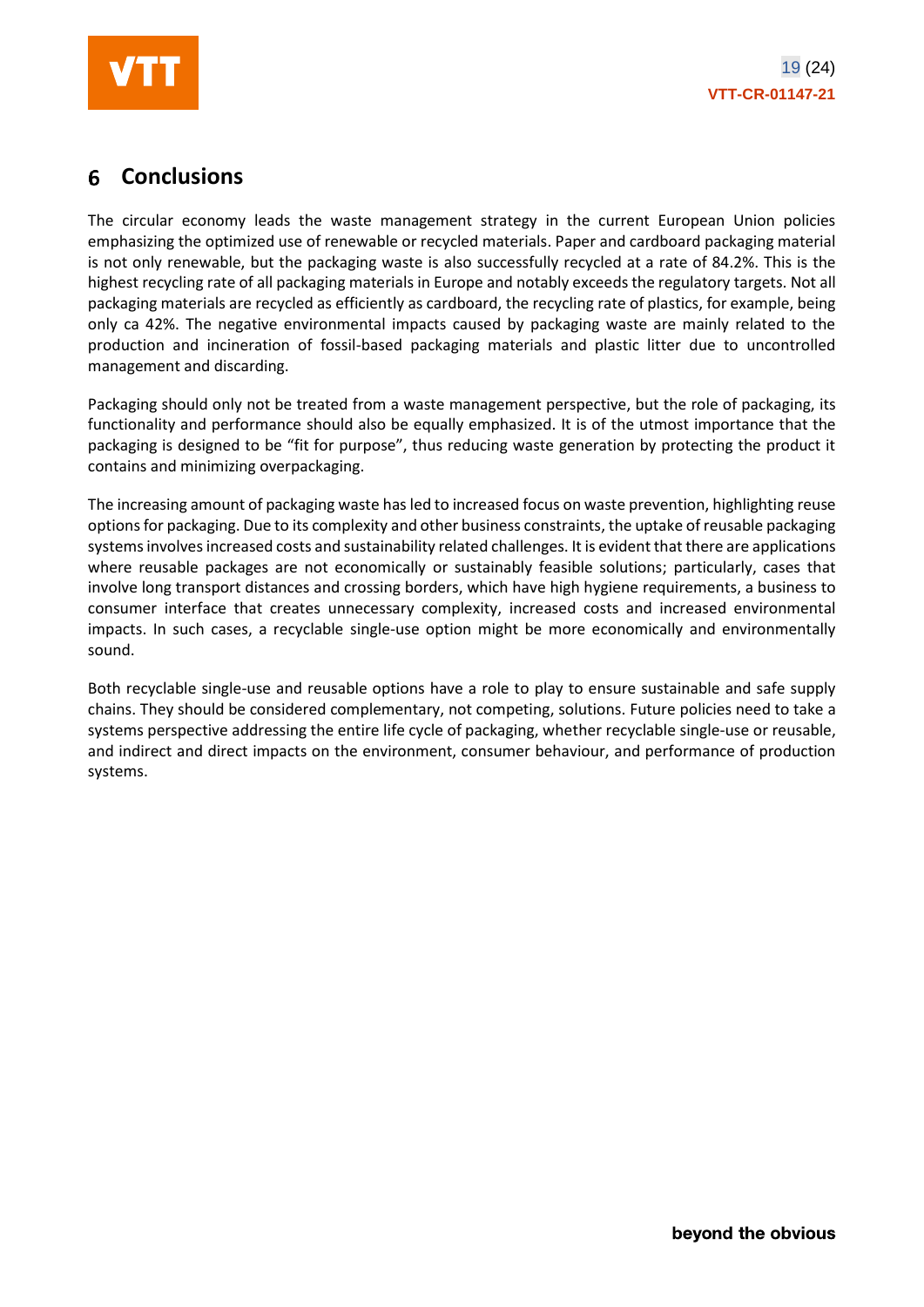# 6 Conclusions

The circular economy leads the waste management strategy in the current European Union policies emphasizing the optimized use of renewable or recycled materials. Paper and cardboard packaging material is not only renewable, but the packaging waste is also successfully recycled at a rate of 84.2%. This is the highest recycling rate of all packaging materials in Europe and notably exceeds the regulatory targets. Not all packaging materials are recycled as efficiently as cardboard, the recycling rate of plastics, for example, being only ca 42%. The negative environmental impacts caused by packaging waste are mainly related to the production and incineration of fossil-based packaging materials and plastic litter due to uncontrolled management and discarding.

Packaging should only not be treated from a waste management perspective, but the role of packaging, its functionality and performance should also be equally emphasized. It is of the utmost importance that the packaging is designed to be "fit for purpose", thus reducing waste generation by protecting the product it contains and minimizing overpackaging.

The increasing amount of packaging waste has led to increased focus on waste prevention, highlighting reuse options for packaging. Due to its complexity and other business constraints, the uptake of reusable packaging systems involves increased costs and sustainability related challenges. It is evident that there are applications where reusable packages are not economically or sustainably feasible solutions; particularly, cases that involve long transport distances and crossing borders, which have high hygiene requirements, a business to consumer interface that creates unnecessary complexity, increased costs and increased environmental impacts. In such cases, a recyclable single-use option might be more economically and environmentally sound.

Both recyclable single-use and reusable options have a role to play to ensure sustainable and safe supply chains. They should be considered complementary, not competing, solutions. Future policies need to take a systems perspective addressing the entire life cycle of packaging, whether recyclable single-use or reusable, and indirect and direct impacts on the environment, consumer behaviour, and performance of production systems.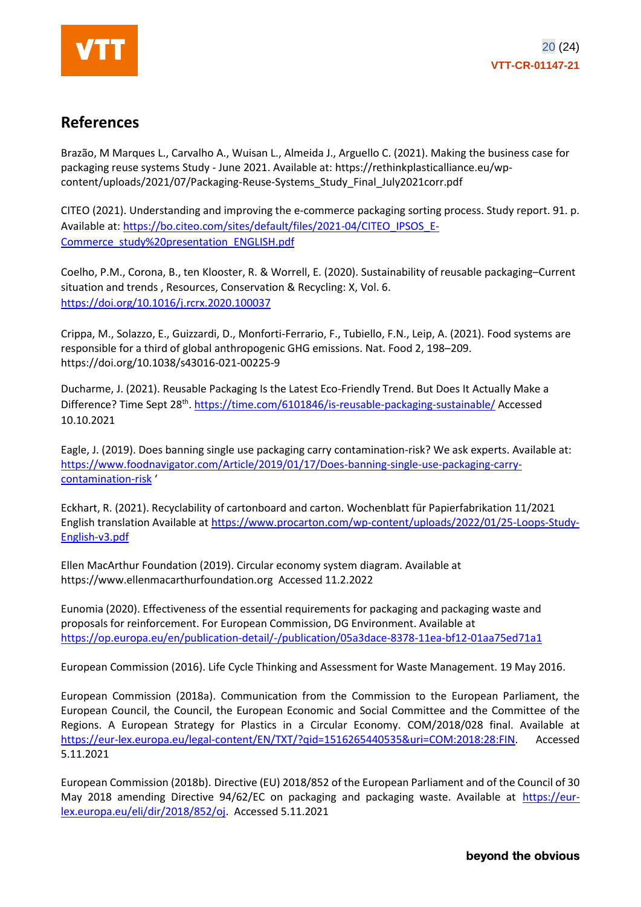## References

Brazão, M Marques L., Carvalho A., Wuisan L., Almeida J., Arguello C. (2021). Making the business case for packaging reuse systems Study - June 2021. Available at: https://rethinkplasticalliance.eu/wp-content/uploads/2021/07/Packaging-Reuse-Systems_Study_Final_July2021corr.pdf

CITEO (2021). Understanding and improving the e-commerce packaging sorting process. Study report. 91. p. Available at: https://bo.citeo.com/sites/default/files/2021-04/CITEO_IPSOS_E-Commerce_study%20presentation_ENGLISH.pdf

Coelho, P.M., Corona, B., ten Klooster, R. & Worrell, E. (2020). Sustainability of reusable packaging–Current situation and trends , Resources, Conservation & Recycling: X, Vol. 6. https://doi.org/10.1016/j.rcrx.2020.100037

Crippa, M., Solazzo, E., Guizzardi, D., Monforti-Ferrario, F., Tubiello, F.N., Leip, A. (2021). Food systems are responsible for a third of global anthropogenic GHG emissions. Nat. Food 2, 198–209. https://doi.org/10.1038/s43016-021-00225-9

Ducharme, J. (2021). Reusable Packaging Is the Latest Eco-Friendly Trend. But Does It Actually Make a Difference? Time Sept 28th. https://time.com/6101846/is-reusable-packaging-sustainable/ Accessed 10.10.2021

Eagle, J. (2019). Does banning single use packaging carry contamination-risk? We ask experts. Available at: https://www.foodnavigator.com/Article/2019/01/17/Does-banning-single-use-packaging-carry-contamination-risk '

Eckhart, R. (2021). Recyclability of cartonboard and carton. Wochenblatt für Papierfabrikation 11/2021 English translation Available at https://www.procarton.com/wp-content/uploads/2022/01/25-Loops-Study-English-v3.pdf

Ellen MacArthur Foundation (2019). Circular economy system diagram. Available at https://www.ellenmacarthurfoundation.org Accessed 11.2.2022

Eunomia (2020). Effectiveness of the essential requirements for packaging and packaging waste and proposals for reinforcement. For European Commission, DG Environment. Available at https://op.europa.eu/en/publication-detail/-/publication/05a3dace-8378-11ea-bf12-01aa75ed71a1

European Commission (2016). Life Cycle Thinking and Assessment for Waste Management. 19 May 2016.

European Commission (2018a). Communication from the Commission to the European Parliament, the European Council, the Council, the European Economic and Social Committee and the Committee of the Regions. A European Strategy for Plastics in a Circular Economy. COM/2018/028 final. Available at https://eur-lex.europa.eu/legal-content/EN/TXT/?qid=1516265440535&uri=COM:2018:28:FIN. Accessed 5.11.2021

European Commission (2018b). Directive (EU) 2018/852 of the European Parliament and of the Council of 30 May 2018 amending Directive 94/62/EC on packaging and packaging waste. Available at https://eur-lex.europa.eu/eli/dir/2018/852/oj. Accessed 5.11.2021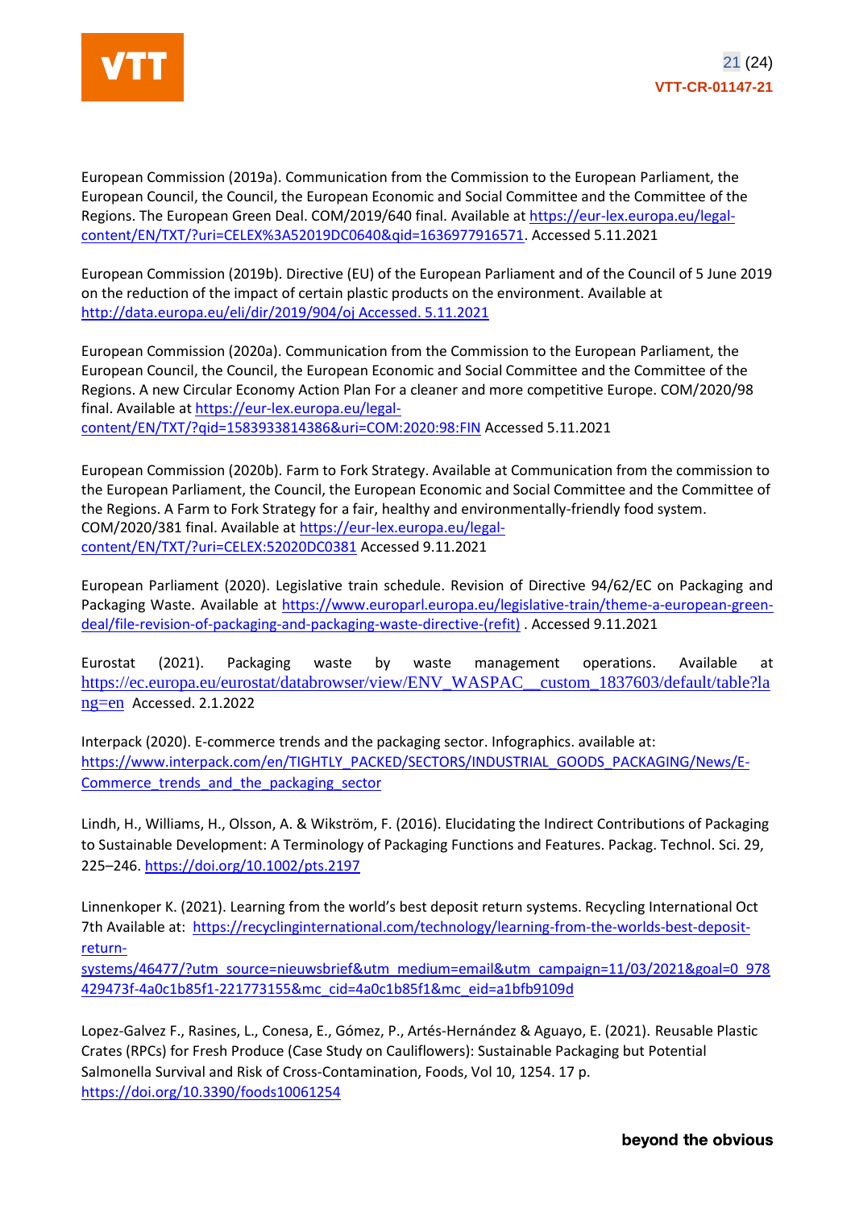European Commission (2019a). Communication from the Commission to the European Parliament, the European Council, the Council, the European Economic and Social Committee and the Committee of the Regions. The European Green Deal. COM/2019/640 final. Available at https://eur-lex.europa.eu/legal-content/EN/TXT/?uri=CELEX%3A52019DC0640&qid=1636977916571. Accessed 5.11.2021

European Commission (2019b). Directive (EU) of the European Parliament and of the Council of 5 June 2019 on the reduction of the impact of certain plastic products on the environment. Available at http://data.europa.eu/eli/dir/2019/904/oj Accessed. 5.11.2021

European Commission (2020a). Communication from the Commission to the European Parliament, the European Council, the Council, the European Economic and Social Committee and the Committee of the Regions. A new Circular Economy Action Plan For a cleaner and more competitive Europe. COM/2020/98 final. Available at https://eur-lex.europa.eu/legal-content/EN/TXT/?qid=1583933814386&uri=COM:2020:98:FIN Accessed 5.11.2021

European Commission (2020b). Farm to Fork Strategy. Available at Communication from the commission to the European Parliament, the Council, the European Economic and Social Committee and the Committee of the Regions. A Farm to Fork Strategy for a fair, healthy and environmentally-friendly food system. COM/2020/381 final. Available at https://eur-lex.europa.eu/legal-content/EN/TXT/?uri=CELEX:52020DC0381 Accessed 9.11.2021

European Parliament (2020). Legislative train schedule. Revision of Directive 94/62/EC on Packaging and Packaging Waste. Available at https://www.europarl.europa.eu/legislative-train/theme-a-european-green-deal/file-revision-of-packaging-and-packaging-waste-directive-(refit) . Accessed 9.11.2021

Eurostat (2021). Packaging waste by waste management operations. Available at https://ec.europa.eu/eurostat/databrowser/view/ENV_WASPAC__custom_1837603/default/table?lang=en Accessed. 2.1.2022

Interpack (2020). E-commerce trends and the packaging sector. Infographics. available at: https://www.interpack.com/en/TIGHTLY_PACKED/SECTORS/INDUSTRIAL_GOODS_PACKAGING/News/E-Commerce_trends_and_the_packaging_sector

Lindh, H., Williams, H., Olsson, A. & Wikström, F. (2016). Elucidating the Indirect Contributions of Packaging to Sustainable Development: A Terminology of Packaging Functions and Features. Packag. Technol. Sci. 29, 225–246. https://doi.org/10.1002/pts.2197

Linnenkoper K. (2021). Learning from the world's best deposit return systems. Recycling International Oct 7th Available at: https://recyclinginternational.com/technology/learning-from-the-worlds-best-deposit-return-systems/46477/?utm_source=nieuwsbrief&utm_medium=email&utm_campaign=11/03/2021&goal=0_978429473f-4a0c1b85f1-221773155&mc_cid=4a0c1b85f1&mc_eid=a1bfb9109d

Lopez-Galvez F., Rasines, L., Conesa, E., Gómez, P., Artés-Hernández & Aguayo, E. (2021). Reusable Plastic Crates (RPCs) for Fresh Produce (Case Study on Cauliflowers): Sustainable Packaging but Potential Salmonella Survival and Risk of Cross-Contamination, Foods, Vol 10, 1254. 17 p. https://doi.org/10.3390/foods10061254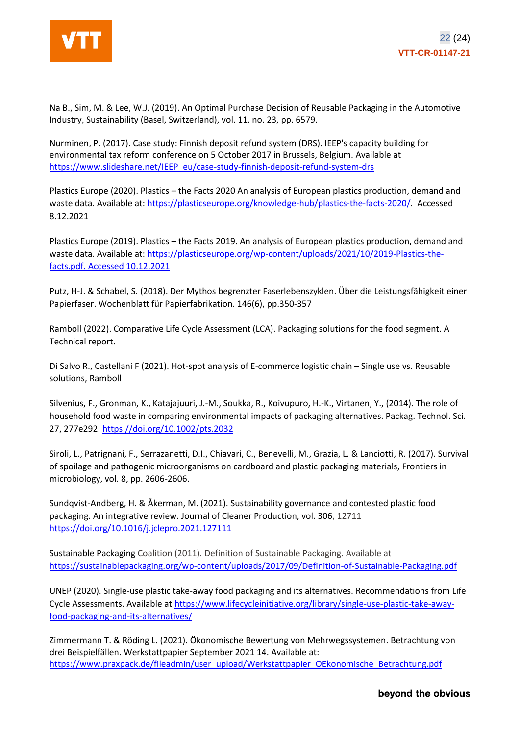Na B., Sim, M. & Lee, W.J. (2019). An Optimal Purchase Decision of Reusable Packaging in the Automotive Industry, Sustainability (Basel, Switzerland), vol. 11, no. 23, pp. 6579.

Nurminen, P. (2017). Case study: Finnish deposit refund system (DRS). IEEP's capacity building for environmental tax reform conference on 5 October 2017 in Brussels, Belgium. Available at https://www.slideshare.net/IEEP_eu/case-study-finnish-deposit-refund-system-drs

Plastics Europe (2020). Plastics – the Facts 2020 An analysis of European plastics production, demand and waste data. Available at: https://plasticseurope.org/knowledge-hub/plastics-the-facts-2020/. Accessed 8.12.2021

Plastics Europe (2019). Plastics – the Facts 2019. An analysis of European plastics production, demand and waste data. Available at: https://plasticseurope.org/wp-content/uploads/2021/10/2019-Plastics-the-facts.pdf. Accessed 10.12.2021

Putz, H-J. & Schabel, S. (2018). Der Mythos begrenzter Faserlebenszyklen. Über die Leistungsfähigkeit einer Papierfaser. Wochenblatt für Papierfabrikation. 146(6), pp.350-357

Ramboll (2022). Comparative Life Cycle Assessment (LCA). Packaging solutions for the food segment. A Technical report.

Di Salvo R., Castellani F (2021). Hot-spot analysis of E-commerce logistic chain – Single use vs. Reusable solutions, Ramboll

Silvenius, F., Gronman, K., Katajajuuri, J.-M., Soukka, R., Koivupuro, H.-K., Virtanen, Y., (2014). The role of household food waste in comparing environmental impacts of packaging alternatives. Packag. Technol. Sci. 27, 277e292. https://doi.org/10.1002/pts.2032

Siroli, L., Patrignani, F., Serrazanetti, D.I., Chiavari, C., Benevelli, M., Grazia, L. & Lanciotti, R. (2017). Survival of spoilage and pathogenic microorganisms on cardboard and plastic packaging materials, Frontiers in microbiology, vol. 8, pp. 2606-2606.

Sundqvist-Andberg, H. & Åkerman, M. (2021). Sustainability governance and contested plastic food packaging. An integrative review. Journal of Cleaner Production, vol. 306, 12711 https://doi.org/10.1016/j.jclepro.2021.127111

Sustainable Packaging Coalition (2011). Definition of Sustainable Packaging. Available at https://sustainablepackaging.org/wp-content/uploads/2017/09/Definition-of-Sustainable-Packaging.pdf

UNEP (2020). Single-use plastic take-away food packaging and its alternatives. Recommendations from Life Cycle Assessments. Available at https://www.lifecycleinitiative.org/library/single-use-plastic-take-away-food-packaging-and-its-alternatives/

Zimmermann T. & Röding L. (2021). Ökonomische Bewertung von Mehrwegssystemen. Betrachtung von drei Beispielfällen. Werkstattpapier September 2021 14. Available at: https://www.praxpack.de/fileadmin/user_upload/Werkstattpapier_OEkonomische_Betrachtung.pdf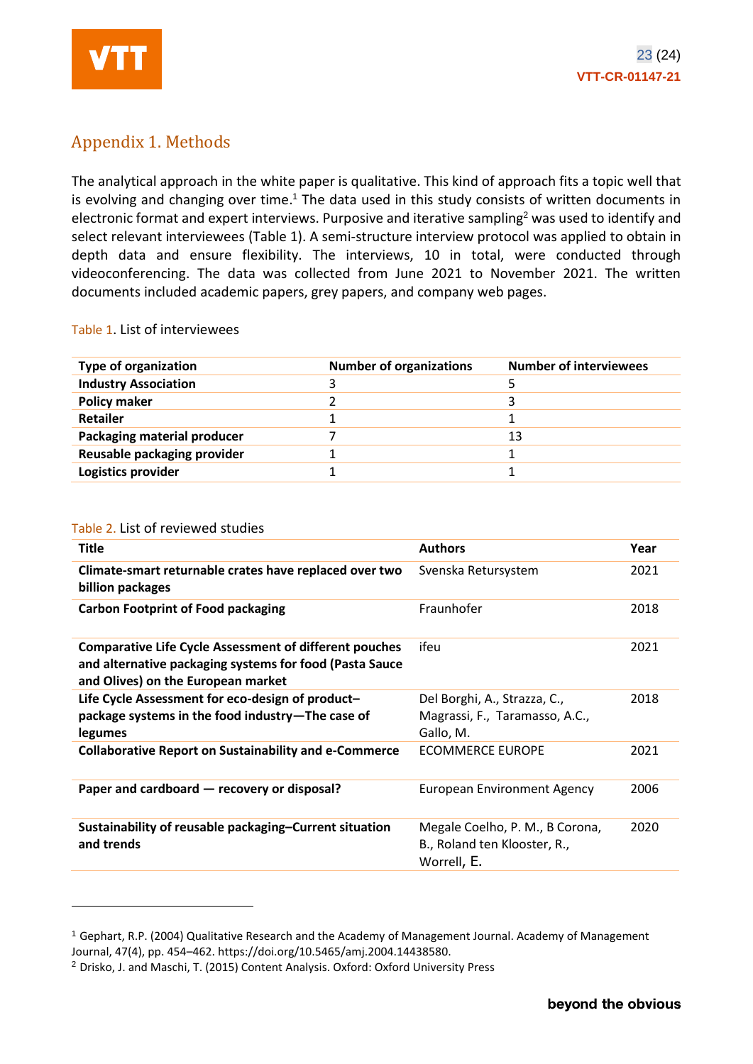## Appendix 1. Methods

The analytical approach in the white paper is qualitative. This kind of approach fits a topic well that is evolving and changing over time.[1] The data used in this study consists of written documents in electronic format and expert interviews. Purposive and iterative sampling[2] was used to identify and select relevant interviewees (Table 1). A semi-structure interview protocol was applied to obtain in depth data and ensure flexibility. The interviews, 10 in total, were conducted through videoconferencing. The data was collected from June 2021 to November 2021. The written documents included academic papers, grey papers, and company web pages.

Table 1. List of interviewees

| Type of organization | Number of organizations | Number of interviewees |
|---|---|---|
| **Industry Association** | 3 | 5 |
| **Policy maker** | 2 | 3 |
| **Retailer** | 1 | 1 |
| **Packaging material producer** | 7 | 13 |
| **Reusable packaging provider** | 1 | 1 |
| **Logistics provider** | 1 | 1 |

Table 2. List of reviewed studies

| Title | Authors | Year |
|---|---|---|
| **Climate-smart returnable crates have replaced over two billion packages** | Svenska Retursystem | 2021 |
| **Carbon Footprint of Food packaging** | Fraunhofer | 2018 |
| **Comparative Life Cycle Assessment of different pouches and alternative packaging systems for food (Pasta Sauce and Olives) on the European market** | ifeu | 2021 |
| **Life Cycle Assessment for eco-design of product–package systems in the food industry—The case of legumes** | Del Borghi, A., Strazza, C., Magrassi, F., Taramasso, A.C., Gallo, M. | 2018 |
| **Collaborative Report on Sustainability and e-Commerce** | ECOMMERCE EUROPE | 2021 |
| **Paper and cardboard — recovery or disposal?** | European Environment Agency | 2006 |
| **Sustainability of reusable packaging–Current situation and trends** | Megale Coelho, P. M., B Corona, B., Roland ten Klooster, R., Worrell, E. | 2020 |

[1] Gephart, R.P. (2004) Qualitative Research and the Academy of Management Journal. Academy of Management Journal, 47(4), pp. 454–462. https://doi.org/10.5465/amj.2004.14438580.

[2] Drisko, J. and Maschi, T. (2015) Content Analysis. Oxford: Oxford University Press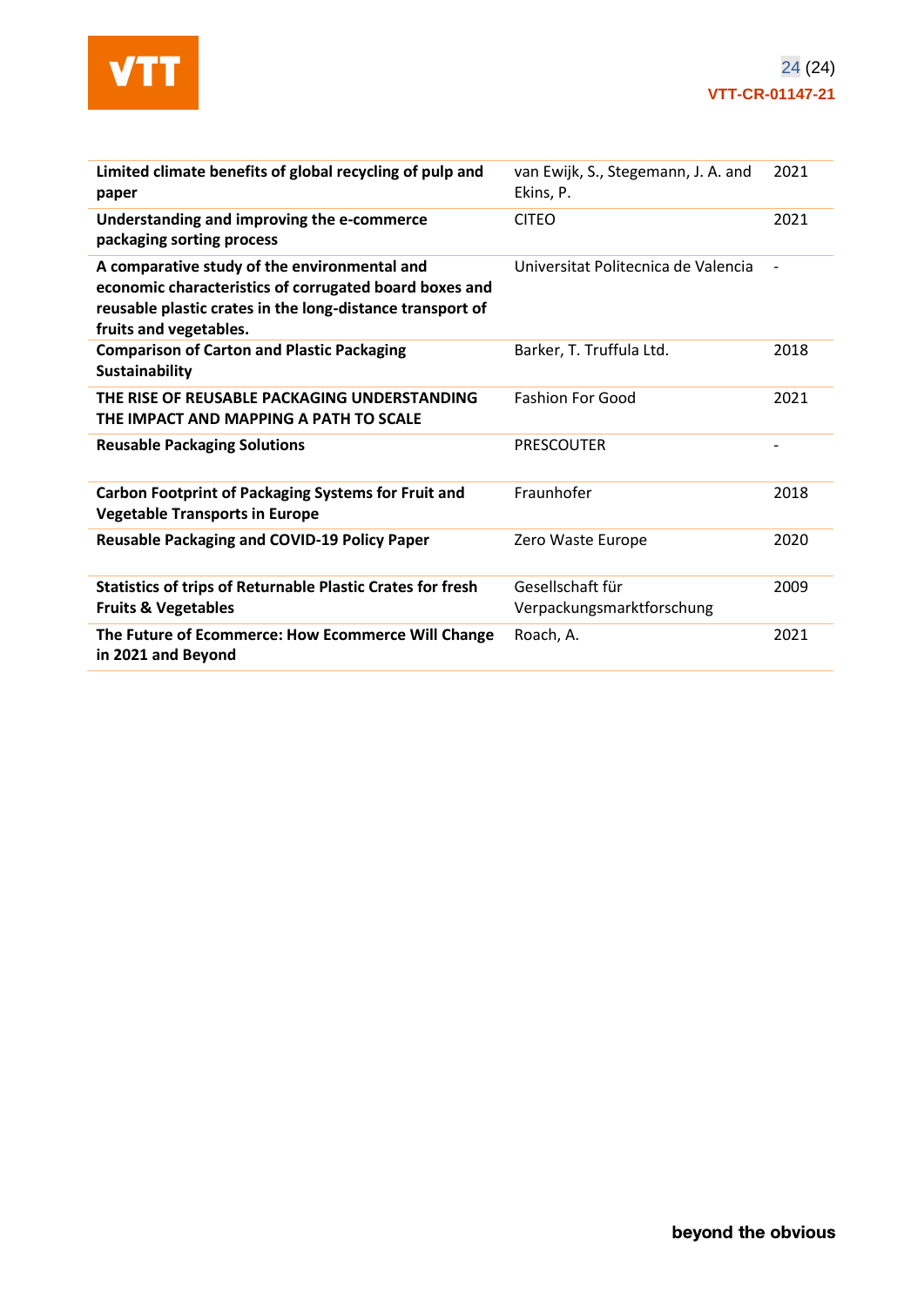| | | |
|---|---|---|
| **Limited climate benefits of global recycling of pulp and paper** | van Ewijk, S., Stegemann, J. A. and Ekins, P. | 2021 |
| **Understanding and improving the e-commerce packaging sorting process** | CITEO | 2021 |
| **A comparative study of the environmental and economic characteristics of corrugated board boxes and reusable plastic crates in the long-distance transport of fruits and vegetables.** | Universitat Politecnica de Valencia | - |
| **Comparison of Carton and Plastic Packaging Sustainability** | Barker, T. Truffula Ltd. | 2018 |
| **THE RISE OF REUSABLE PACKAGING UNDERSTANDING THE IMPACT AND MAPPING A PATH TO SCALE** | Fashion For Good | 2021 |
| **Reusable Packaging Solutions** | PRESCOUTER | - |
| **Carbon Footprint of Packaging Systems for Fruit and Vegetable Transports in Europe** | Fraunhofer | 2018 |
| **Reusable Packaging and COVID-19 Policy Paper** | Zero Waste Europe | 2020 |
| **Statistics of trips of Returnable Plastic Crates for fresh Fruits & Vegetables** | Gesellschaft für Verpackungsmarktforschung | 2009 |
| **The Future of Ecommerce: How Ecommerce Will Change in 2021 and Beyond** | Roach, A. | 2021 |